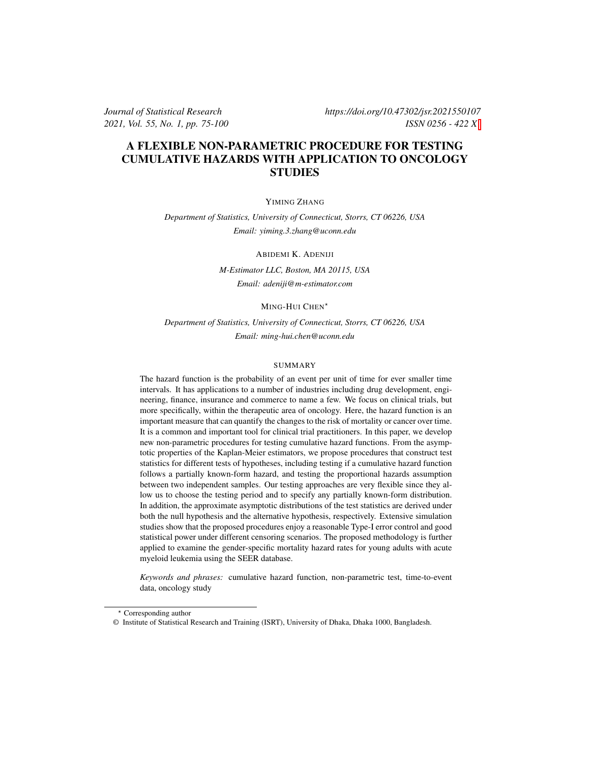# A FLEXIBLE NON-PARAMETRIC PROCEDURE FOR TESTING CUMULATIVE HAZARDS WITH APPLICATION TO ONCOLOGY STUDIES

YIMING ZHANG

*Department of Statistics, University of Connecticut, Storrs, CT 06226, USA*
*Email: yiming.3.zhang@uconn.edu*

ABIDEMI K. ADENIJI

*M-Estimator LLC, Boston, MA 20115, USA*
*Email: adeniji@m-estimator.com*

MING-HUI CHEN*

*Department of Statistics, University of Connecticut, Storrs, CT 06226, USA*
*Email: ming-hui.chen@uconn.edu*

## SUMMARY

The hazard function is the probability of an event per unit of time for ever smaller time intervals. It has applications to a number of industries including drug development, engineering, finance, insurance and commerce to name a few. We focus on clinical trials, but more specifically, within the therapeutic area of oncology. Here, the hazard function is an important measure that can quantify the changes to the risk of mortality or cancer over time. It is a common and important tool for clinical trial practitioners. In this paper, we develop new non-parametric procedures for testing cumulative hazard functions. From the asymptotic properties of the Kaplan-Meier estimators, we propose procedures that construct test statistics for different tests of hypotheses, including testing if a cumulative hazard function follows a partially known-form hazard, and testing the proportional hazards assumption between two independent samples. Our testing approaches are very flexible since they allow us to choose the testing period and to specify any partially known-form distribution. In addition, the approximate asymptotic distributions of the test statistics are derived under both the null hypothesis and the alternative hypothesis, respectively. Extensive simulation studies show that the proposed procedures enjoy a reasonable Type-I error control and good statistical power under different censoring scenarios. The proposed methodology is further applied to examine the gender-specific mortality hazard rates for young adults with acute myeloid leukemia using the SEER database.

*Keywords and phrases:* cumulative hazard function, non-parametric test, time-to-event data, oncology study

---

* Corresponding author

© Institute of Statistical Research and Training (ISRT), University of Dhaka, Dhaka 1000, Bangladesh.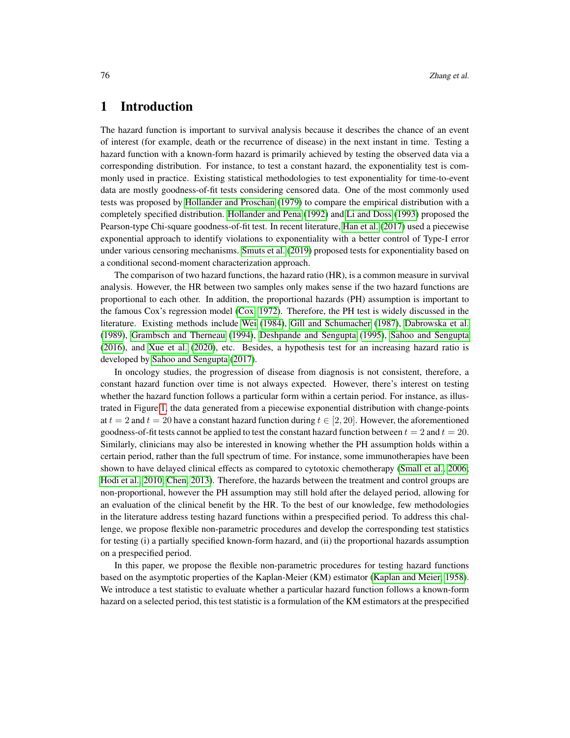# 1 Introduction

The hazard function is important to survival analysis because it describes the chance of an event of interest (for example, death or the recurrence of disease) in the next instant in time. Testing a hazard function with a known-form hazard is primarily achieved by testing the observed data via a corresponding distribution. For instance, to test a constant hazard, the exponentiality test is commonly used in practice. Existing statistical methodologies to test exponentiality for time-to-event data are mostly goodness-of-fit tests considering censored data. One of the most commonly used tests was proposed by Hollander and Proschan (1979) to compare the empirical distribution with a completely specified distribution. Hollander and Pena (1992) and Li and Doss (1993) proposed the Pearson-type Chi-square goodness-of-fit test. In recent literature, Han et al. (2017) used a piecewise exponential approach to identify violations to exponentiality with a better control of Type-I error under various censoring mechanisms. Smuts et al. (2019) proposed tests for exponentiality based on a conditional second-moment characterization approach.

The comparison of two hazard functions, the hazard ratio (HR), is a common measure in survival analysis. However, the HR between two samples only makes sense if the two hazard functions are proportional to each other. In addition, the proportional hazards (PH) assumption is important to the famous Cox's regression model (Cox, 1972). Therefore, the PH test is widely discussed in the literature. Existing methods include Wei (1984), Gill and Schumacher (1987), Dabrowska et al. (1989), Grambsch and Therneau (1994), Deshpande and Sengupta (1995), Sahoo and Sengupta (2016), and Xue et al. (2020), etc. Besides, a hypothesis test for an increasing hazard ratio is developed by Sahoo and Sengupta (2017).

In oncology studies, the progression of disease from diagnosis is not consistent, therefore, a constant hazard function over time is not always expected. However, there's interest on testing whether the hazard function follows a particular form within a certain period. For instance, as illustrated in Figure 1, the data generated from a piecewise exponential distribution with change-points at $t = 2$ and $t = 20$ have a constant hazard function during $t \in [2, 20]$. However, the aforementioned goodness-of-fit tests cannot be applied to test the constant hazard function between $t = 2$ and $t = 20$. Similarly, clinicians may also be interested in knowing whether the PH assumption holds within a certain period, rather than the full spectrum of time. For instance, some immunotherapies have been shown to have delayed clinical effects as compared to cytotoxic chemotherapy (Small et al., 2006; Hodi et al., 2010; Chen, 2013). Therefore, the hazards between the treatment and control groups are non-proportional, however the PH assumption may still hold after the delayed period, allowing for an evaluation of the clinical benefit by the HR. To the best of our knowledge, few methodologies in the literature address testing hazard functions within a prespecified period. To address this challenge, we propose flexible non-parametric procedures and develop the corresponding test statistics for testing (i) a partially specified known-form hazard, and (ii) the proportional hazards assumption on a prespecified period.

In this paper, we propose the flexible non-parametric procedures for testing hazard functions based on the asymptotic properties of the Kaplan-Meier (KM) estimator (Kaplan and Meier, 1958). We introduce a test statistic to evaluate whether a particular hazard function follows a known-form hazard on a selected period, this test statistic is a formulation of the KM estimators at the prespecified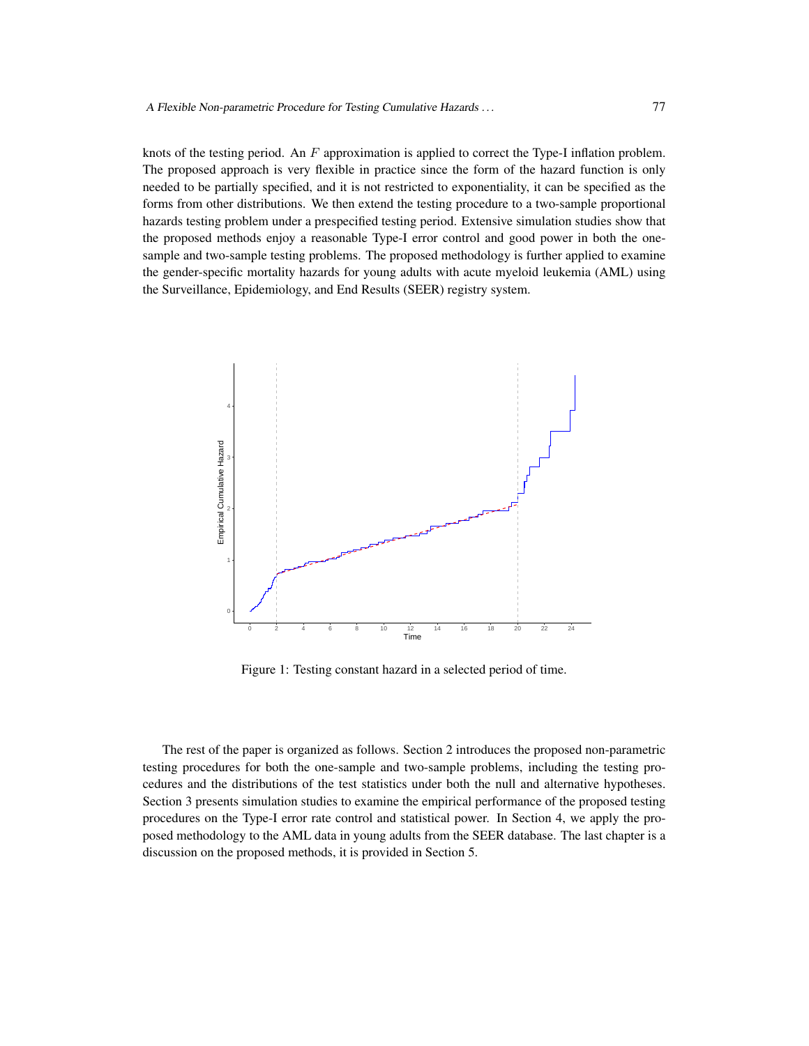knots of the testing period. An $F$ approximation is applied to correct the Type-I inflation problem. The proposed approach is very flexible in practice since the form of the hazard function is only needed to be partially specified, and it is not restricted to exponentiality, it can be specified as the forms from other distributions. We then extend the testing procedure to a two-sample proportional hazards testing problem under a prespecified testing period. Extensive simulation studies show that the proposed methods enjoy a reasonable Type-I error control and good power in both the one-sample and two-sample testing problems. The proposed methodology is further applied to examine the gender-specific mortality hazards for young adults with acute myeloid leukemia (AML) using the Surveillance, Epidemiology, and End Results (SEER) registry system.

Figure 1: Testing constant hazard in a selected period of time.

The rest of the paper is organized as follows. Section 2 introduces the proposed non-parametric testing procedures for both the one-sample and two-sample problems, including the testing procedures and the distributions of the test statistics under both the null and alternative hypotheses. Section 3 presents simulation studies to examine the empirical performance of the proposed testing procedures on the Type-I error rate control and statistical power. In Section 4, we apply the proposed methodology to the AML data in young adults from the SEER database. The last chapter is a discussion on the proposed methods, it is provided in Section 5.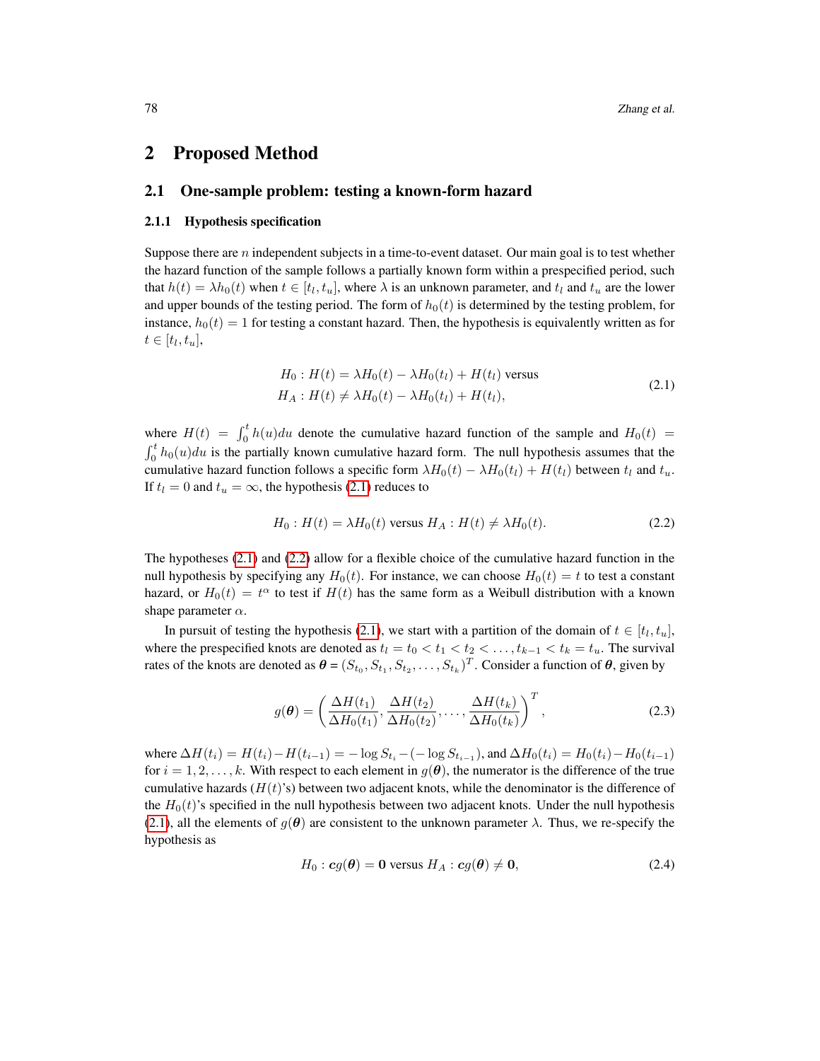## 2 Proposed Method

### 2.1 One-sample problem: testing a known-form hazard

#### 2.1.1 Hypothesis specification

Suppose there are $n$ independent subjects in a time-to-event dataset. Our main goal is to test whether the hazard function of the sample follows a partially known form within a prespecified period, such that $h(t) = \lambda h_0(t)$ when $t \in [t_l, t_u]$, where $\lambda$ is an unknown parameter, and $t_l$ and $t_u$ are the lower and upper bounds of the testing period. The form of $h_0(t)$ is determined by the testing problem, for instance, $h_0(t) = 1$ for testing a constant hazard. Then, the hypothesis is equivalently written as for $t \in [t_l, t_u]$,

$$
\begin{aligned}
H_0 &: H(t) = \lambda H_0(t) - \lambda H_0(t_l) + H(t_l) \text{ versus} \\
H_A &: H(t) \neq \lambda H_0(t) - \lambda H_0(t_l) + H(t_l),
\end{aligned}
\tag{2.1}
$$

where $H(t) = \int_0^t h(u)du$ denote the cumulative hazard function of the sample and $H_0(t) = \int_0^t h_0(u)du$ is the partially known cumulative hazard form. The null hypothesis assumes that the cumulative hazard function follows a specific form $\lambda H_0(t) - \lambda H_0(t_l) + H(t_l)$ between $t_l$ and $t_u$. If $t_l = 0$ and $t_u = \infty$, the hypothesis (2.1) reduces to

$$
H_0 : H(t) = \lambda H_0(t) \text{ versus } H_A : H(t) \neq \lambda H_0(t). \tag{2.2}
$$

The hypotheses (2.1) and (2.2) allow for a flexible choice of the cumulative hazard function in the null hypothesis by specifying any $H_0(t)$. For instance, we can choose $H_0(t) = t$ to test a constant hazard, or $H_0(t) = t^\alpha$ to test if $H(t)$ has the same form as a Weibull distribution with a known shape parameter $\alpha$.

In pursuit of testing the hypothesis (2.1), we start with a partition of the domain of $t \in [t_l, t_u]$, where the prespecified knots are denoted as $t_l = t_0 < t_1 < t_2 < \ldots, t_{k-1} < t_k = t_u$. The survival rates of the knots are denoted as $\boldsymbol{\theta} = (S_{t_0}, S_{t_1}, S_{t_2}, \ldots, S_{t_k})^T$. Consider a function of $\boldsymbol{\theta}$, given by

$$
g(\boldsymbol{\theta}) = \left( \frac{\Delta H(t_1)}{\Delta H_0(t_1)}, \frac{\Delta H(t_2)}{\Delta H_0(t_2)}, \ldots, \frac{\Delta H(t_k)}{\Delta H_0(t_k)} \right)^T, \tag{2.3}
$$

where $\Delta H(t_i) = H(t_i) - H(t_{i-1}) = -\log S_{t_i} - (-\log S_{t_{i-1}})$, and $\Delta H_0(t_i) = H_0(t_i) - H_0(t_{i-1})$ for $i = 1, 2, \ldots, k$. With respect to each element in $g(\boldsymbol{\theta})$, the numerator is the difference of the true cumulative hazards ($H(t)$'s) between two adjacent knots, while the denominator is the difference of the $H_0(t)$'s specified in the null hypothesis between two adjacent knots. Under the null hypothesis (2.1), all the elements of $g(\boldsymbol{\theta})$ are consistent to the unknown parameter $\lambda$. Thus, we re-specify the hypothesis as

$$
H_0 : \boldsymbol{c}g(\boldsymbol{\theta}) = \boldsymbol{0} \text{ versus } H_A : \boldsymbol{c}g(\boldsymbol{\theta}) \neq \boldsymbol{0}, \tag{2.4}
$$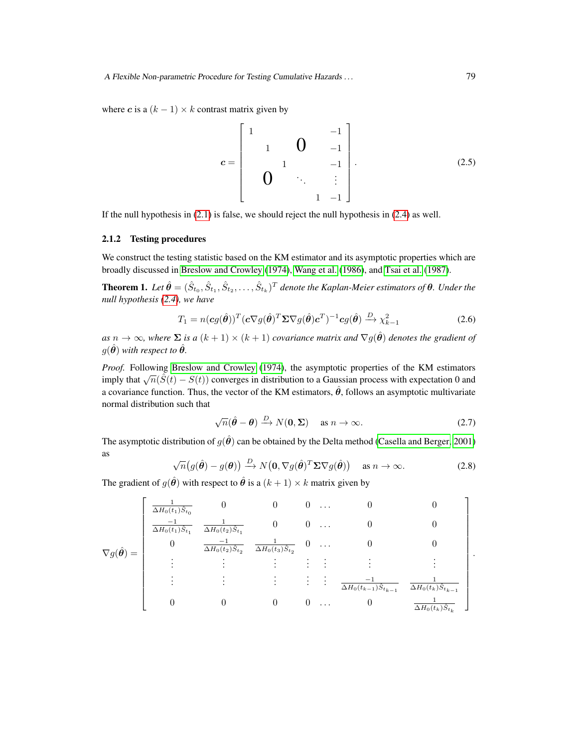where $\boldsymbol{c}$ is a $(k-1) \times k$ contrast matrix given by

$$
\boldsymbol{c} = \begin{bmatrix} 1 & & & & -1 \\ & 1 & & \boldsymbol{0} & -1 \\ & & 1 & & -1 \\ & \boldsymbol{0} & & \ddots & \vdots \\ & & & 1 & -1 \end{bmatrix}. \tag{2.5}
$$

If the null hypothesis in (2.1) is false, we should reject the null hypothesis in (2.4) as well.

### 2.1.2 Testing procedures

We construct the testing statistic based on the KM estimator and its asymptotic properties which are broadly discussed in Breslow and Crowley (1974), Wang et al. (1986), and Tsai et al. (1987).

**Theorem 1.** *Let $\hat{\boldsymbol{\theta}} = (\hat{S}_{t_0}, \hat{S}_{t_1}, \hat{S}_{t_2}, \ldots, \hat{S}_{t_k})^T$ denote the Kaplan-Meier estimators of $\boldsymbol{\theta}$. Under the null hypothesis (2.4), we have*

$$
T_1 = n(\boldsymbol{c}g(\hat{\boldsymbol{\theta}}))^T(\boldsymbol{c}\nabla g(\hat{\boldsymbol{\theta}})^T \boldsymbol{\Sigma} \nabla g(\hat{\boldsymbol{\theta}})\boldsymbol{c}^T)^{-1}\boldsymbol{c}g(\hat{\boldsymbol{\theta}}) \xrightarrow{D} \chi^2_{k-1} \tag{2.6}
$$

*as $n \to \infty$, where $\boldsymbol{\Sigma}$ is a $(k+1) \times (k+1)$ covariance matrix and $\nabla g(\hat{\boldsymbol{\theta}})$ denotes the gradient of $g(\hat{\boldsymbol{\theta}})$ with respect to $\hat{\boldsymbol{\theta}}$.*

*Proof.* Following Breslow and Crowley (1974), the asymptotic properties of the KM estimators imply that $\sqrt{n}(\hat{S}(t) - S(t))$ converges in distribution to a Gaussian process with expectation 0 and a covariance function. Thus, the vector of the KM estimators, $\hat{\boldsymbol{\theta}}$, follows an asymptotic multivariate normal distribution such that

$$
\sqrt{n}(\hat{\boldsymbol{\theta}} - \boldsymbol{\theta}) \xrightarrow{D} N(\boldsymbol{0}, \boldsymbol{\Sigma}) \quad \text{as } n \to \infty. \tag{2.7}
$$

The asymptotic distribution of $g(\hat{\boldsymbol{\theta}})$ can be obtained by the Delta method (Casella and Berger, 2001) as

$$
\sqrt{n}\big(g(\hat{\boldsymbol{\theta}}) - g(\boldsymbol{\theta})\big) \xrightarrow{D} N\big(\boldsymbol{0}, \nabla g(\hat{\boldsymbol{\theta}})^T \boldsymbol{\Sigma} \nabla g(\hat{\boldsymbol{\theta}})\big) \quad \text{as } n \to \infty. \tag{2.8}
$$

The gradient of $g(\hat{\boldsymbol{\theta}})$ with respect to $\hat{\boldsymbol{\theta}}$ is a $(k+1) \times k$ matrix given by

$$
\nabla g(\hat{\boldsymbol{\theta}}) = \begin{bmatrix}
\frac{1}{\Delta H_0(t_1)\hat{S}_{t_0}} & 0 & 0 & 0 & \ldots & 0 & 0 \\
\frac{-1}{\Delta H_0(t_1)\hat{S}_{t_1}} & \frac{1}{\Delta H_0(t_2)\hat{S}_{t_1}} & 0 & 0 & \ldots & 0 & 0 \\
0 & \frac{-1}{\Delta H_0(t_2)\hat{S}_{t_2}} & \frac{1}{\Delta H_0(t_3)\hat{S}_{t_2}} & 0 & \ldots & 0 & 0 \\
\vdots & \vdots & \vdots & \vdots & \vdots & \vdots & \vdots \\
\vdots & \vdots & \vdots & \vdots & \vdots & \frac{-1}{\Delta H_0(t_{k-1})\hat{S}_{t_{k-1}}} & \frac{1}{\Delta H_0(t_k)\hat{S}_{t_{k-1}}} \\
0 & 0 & 0 & 0 & \ldots & 0 & \frac{1}{\Delta H_0(t_k)\hat{S}_{t_k}}
\end{bmatrix}.
$$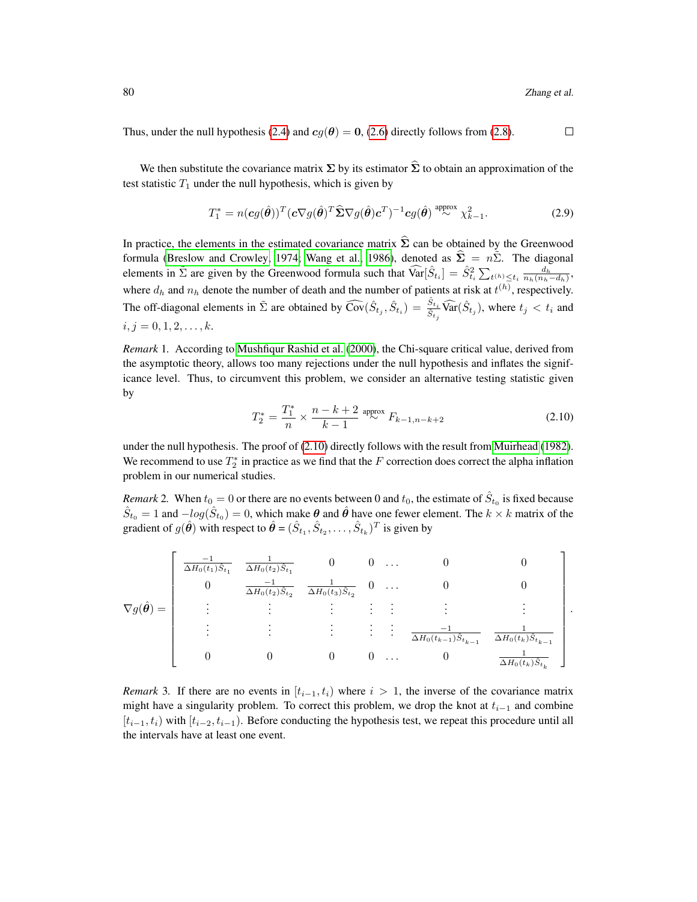Thus, under the null hypothesis (2.4) and $\boldsymbol{c}g(\boldsymbol{\theta}) = \boldsymbol{0}$, (2.6) directly follows from (2.8). □

We then substitute the covariance matrix $\boldsymbol{\Sigma}$ by its estimator $\widehat{\boldsymbol{\Sigma}}$ to obtain an approximation of the test statistic $T_1$ under the null hypothesis, which is given by

$$T_1^* = n(\boldsymbol{c}g(\hat{\boldsymbol{\theta}}))^T(\boldsymbol{c}\nabla g(\hat{\boldsymbol{\theta}})^T\widehat{\boldsymbol{\Sigma}}\nabla g(\hat{\boldsymbol{\theta}})\boldsymbol{c}^T)^{-1}\boldsymbol{c}g(\hat{\boldsymbol{\theta}}) \overset{\text{approx}}{\sim} \chi^2_{k-1}. \tag{2.9}$$

In practice, the elements in the estimated covariance matrix $\widehat{\boldsymbol{\Sigma}}$ can be obtained by the Greenwood formula (Breslow and Crowley, 1974; Wang et al., 1986), denoted as $\widehat{\boldsymbol{\Sigma}} = n\tilde{\Sigma}$. The diagonal elements in $\tilde{\Sigma}$ are given by the Greenwood formula such that $\widehat{\text{Var}}[\hat{S}_{t_i}] = \hat{S}^2_{t_i}\sum_{t^{(h)}\leq t_i}\frac{d_h}{n_h(n_h-d_h)}$, where $d_h$ and $n_h$ denote the number of death and the number of patients at risk at $t^{(h)}$, respectively. The off-diagonal elements in $\tilde{\Sigma}$ are obtained by $\widehat{\text{Cov}}(\hat{S}_{t_j}, \hat{S}_{t_i}) = \frac{\hat{S}_{t_i}}{\hat{S}_{t_j}}\widehat{\text{Var}}(\hat{S}_{t_j})$, where $t_j < t_i$ and $i, j = 0, 1, 2, \ldots, k$.

*Remark* 1. According to Mushfiqur Rashid et al. (2000), the Chi-square critical value, derived from the asymptotic theory, allows too many rejections under the null hypothesis and inflates the significance level. Thus, to circumvent this problem, we consider an alternative testing statistic given by

$$T_2^* = \frac{T_1^*}{n} \times \frac{n-k+2}{k-1} \overset{\text{approx}}{\sim} F_{k-1,n-k+2} \tag{2.10}$$

under the null hypothesis. The proof of (2.10) directly follows with the result from Muirhead (1982). We recommend to use $T_2^*$ in practice as we find that the $F$ correction does correct the alpha inflation problem in our numerical studies.

*Remark* 2. When $t_0 = 0$ or there are no events between 0 and $t_0$, the estimate of $\hat{S}_{t_0}$ is fixed because $\hat{S}_{t_0} = 1$ and $-log(\hat{S}_{t_0}) = 0$, which make $\boldsymbol{\theta}$ and $\hat{\boldsymbol{\theta}}$ have one fewer element. The $k \times k$ matrix of the gradient of $g(\hat{\boldsymbol{\theta}})$ with respect to $\hat{\boldsymbol{\theta}} = (\hat{S}_{t_1}, \hat{S}_{t_2}, \ldots, \hat{S}_{t_k})^T$ is given by

$$\nabla g(\hat{\boldsymbol{\theta}}) = \begin{bmatrix} \frac{-1}{\Delta H_0(t_1)\hat{S}_{t_1}} & \frac{1}{\Delta H_0(t_2)\hat{S}_{t_1}} & 0 & 0 & \ldots & 0 & 0 \\ 0 & \frac{-1}{\Delta H_0(t_2)\hat{S}_{t_2}} & \frac{1}{\Delta H_0(t_3)\hat{S}_{t_2}} & 0 & \ldots & 0 & 0 \\ \vdots & \vdots & \vdots & \vdots & \vdots & \vdots & \vdots \\ \vdots & \vdots & \vdots & \vdots & \vdots & \frac{-1}{\Delta H_0(t_{k-1})\hat{S}_{t_{k-1}}} & \frac{1}{\Delta H_0(t_k)\hat{S}_{t_{k-1}}} \\ 0 & 0 & 0 & 0 & \ldots & 0 & \frac{1}{\Delta H_0(t_k)\hat{S}_{t_k}} \end{bmatrix}.$$

*Remark* 3. If there are no events in $[t_{i-1}, t_i)$ where $i > 1$, the inverse of the covariance matrix might have a singularity problem. To correct this problem, we drop the knot at $t_{i-1}$ and combine $[t_{i-1}, t_i)$ with $[t_{i-2}, t_{i-1})$. Before conducting the hypothesis test, we repeat this procedure until all the intervals have at least one event.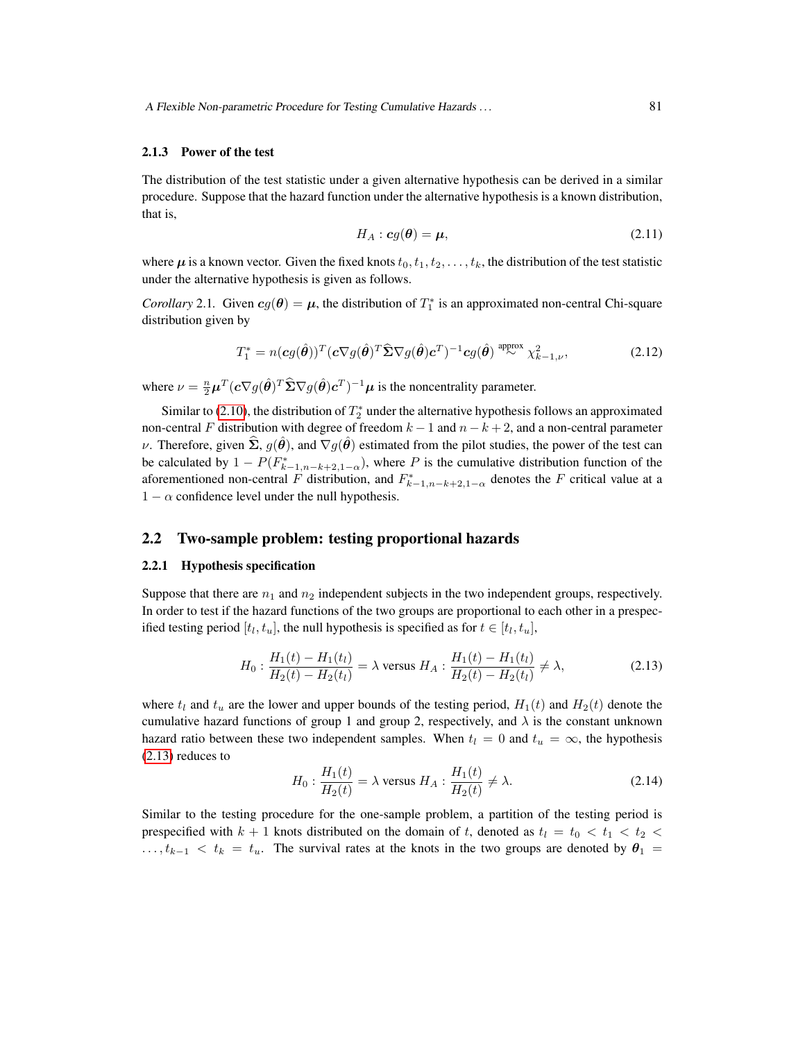### 2.1.3 Power of the test

The distribution of the test statistic under a given alternative hypothesis can be derived in a similar procedure. Suppose that the hazard function under the alternative hypothesis is a known distribution, that is,

$$H_A : \boldsymbol{c}g(\boldsymbol{\theta}) = \boldsymbol{\mu}, \tag{2.11}$$

where $\boldsymbol{\mu}$ is a known vector. Given the fixed knots $t_0, t_1, t_2, \ldots, t_k$, the distribution of the test statistic under the alternative hypothesis is given as follows.

*Corollary* 2.1. Given $\boldsymbol{c}g(\boldsymbol{\theta}) = \boldsymbol{\mu}$, the distribution of $T_1^*$ is an approximated non-central Chi-square distribution given by

$$T_1^* = n(\boldsymbol{c}g(\hat{\boldsymbol{\theta}}))^T(\boldsymbol{c}\nabla g(\hat{\boldsymbol{\theta}})^T\widehat{\boldsymbol{\Sigma}}\nabla g(\hat{\boldsymbol{\theta}})\boldsymbol{c}^T)^{-1}\boldsymbol{c}g(\hat{\boldsymbol{\theta}}) \overset{\text{approx}}{\sim} \chi^2_{k-1,\nu}, \tag{2.12}$$

where $\nu = \frac{n}{2}\boldsymbol{\mu}^T(\boldsymbol{c}\nabla g(\hat{\boldsymbol{\theta}})^T\widehat{\boldsymbol{\Sigma}}\nabla g(\hat{\boldsymbol{\theta}})\boldsymbol{c}^T)^{-1}\boldsymbol{\mu}$ is the noncentrality parameter.

Similar to (2.10), the distribution of $T_2^*$ under the alternative hypothesis follows an approximated non-central $F$ distribution with degree of freedom $k-1$ and $n-k+2$, and a non-central parameter $\nu$. Therefore, given $\widehat{\boldsymbol{\Sigma}}$, $g(\hat{\boldsymbol{\theta}})$, and $\nabla g(\hat{\boldsymbol{\theta}})$ estimated from the pilot studies, the power of the test can be calculated by $1 - P(F^*_{k-1,n-k+2,1-\alpha})$, where $P$ is the cumulative distribution function of the aforementioned non-central $F$ distribution, and $F^*_{k-1,n-k+2,1-\alpha}$ denotes the $F$ critical value at a $1-\alpha$ confidence level under the null hypothesis.

## 2.2 Two-sample problem: testing proportional hazards

### 2.2.1 Hypothesis specification

Suppose that there are $n_1$ and $n_2$ independent subjects in the two independent groups, respectively. In order to test if the hazard functions of the two groups are proportional to each other in a prespecified testing period $[t_l, t_u]$, the null hypothesis is specified as for $t \in [t_l, t_u]$,

$$H_0 : \frac{H_1(t) - H_1(t_l)}{H_2(t) - H_2(t_l)} = \lambda \text{ versus } H_A : \frac{H_1(t) - H_1(t_l)}{H_2(t) - H_2(t_l)} \neq \lambda, \tag{2.13}$$

where $t_l$ and $t_u$ are the lower and upper bounds of the testing period, $H_1(t)$ and $H_2(t)$ denote the cumulative hazard functions of group 1 and group 2, respectively, and $\lambda$ is the constant unknown hazard ratio between these two independent samples. When $t_l = 0$ and $t_u = \infty$, the hypothesis (2.13) reduces to

$$H_0 : \frac{H_1(t)}{H_2(t)} = \lambda \text{ versus } H_A : \frac{H_1(t)}{H_2(t)} \neq \lambda. \tag{2.14}$$

Similar to the testing procedure for the one-sample problem, a partition of the testing period is prespecified with $k+1$ knots distributed on the domain of $t$, denoted as $t_l = t_0 < t_1 < t_2 < \ldots, t_{k-1} < t_k = t_u$. The survival rates at the knots in the two groups are denoted by $\boldsymbol{\theta}_1 =$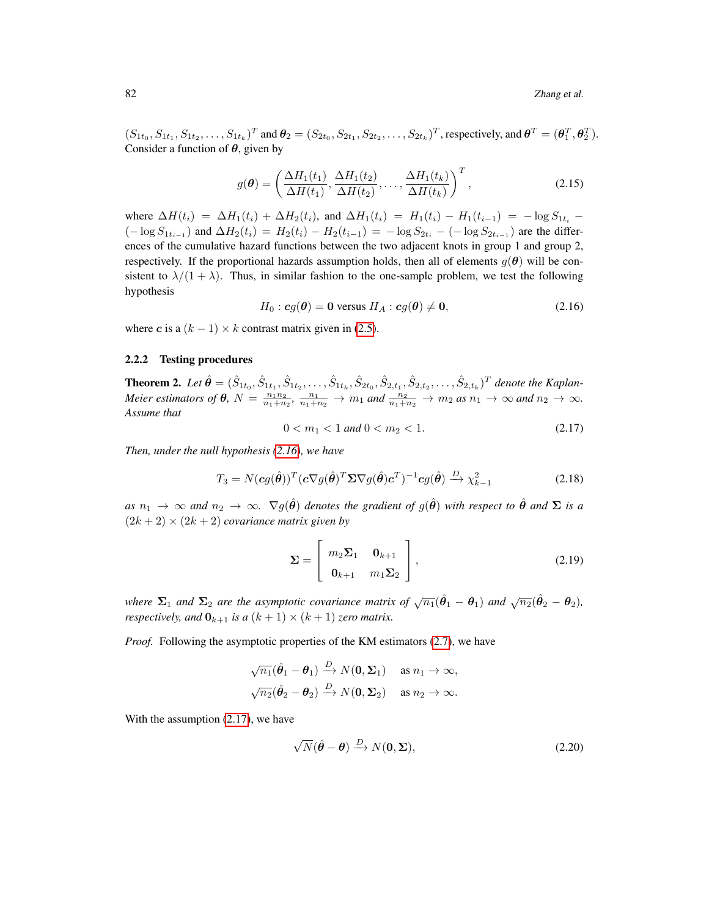$(S_{1t_0}, S_{1t_1}, S_{1t_2}, \ldots, S_{1t_k})^T$ and $\boldsymbol{\theta}_2 = (S_{2t_0}, S_{2t_1}, S_{2t_2}, \ldots, S_{2t_k})^T$, respectively, and $\boldsymbol{\theta}^T = (\boldsymbol{\theta}_1^T, \boldsymbol{\theta}_2^T)$. Consider a function of $\boldsymbol{\theta}$, given by

$$
g(\boldsymbol{\theta}) = \left( \frac{\Delta H_1(t_1)}{\Delta H(t_1)}, \frac{\Delta H_1(t_2)}{\Delta H(t_2)}, \ldots, \frac{\Delta H_1(t_k)}{\Delta H(t_k)} \right)^T, \tag{2.15}
$$

where $\Delta H(t_i) = \Delta H_1(t_i) + \Delta H_2(t_i)$, and $\Delta H_1(t_i) = H_1(t_i) - H_1(t_{i-1}) = -\log S_{1t_i} - (-\log S_{1t_{i-1}})$ and $\Delta H_2(t_i) = H_2(t_i) - H_2(t_{i-1}) = -\log S_{2t_i} - (-\log S_{2t_{i-1}})$ are the differences of the cumulative hazard functions between the two adjacent knots in group 1 and group 2, respectively. If the proportional hazards assumption holds, then all of elements $g(\boldsymbol{\theta})$ will be consistent to $\lambda/(1+\lambda)$. Thus, in similar fashion to the one-sample problem, we test the following hypothesis

$$
H_0 : \boldsymbol{c}g(\boldsymbol{\theta}) = \mathbf{0} \text{ versus } H_A : \boldsymbol{c}g(\boldsymbol{\theta}) \neq \mathbf{0}, \tag{2.16}
$$

where $\boldsymbol{c}$ is a $(k-1) \times k$ contrast matrix given in (2.5).

### 2.2.2 Testing procedures

**Theorem 2.** *Let $\hat{\boldsymbol{\theta}} = (\hat{S}_{1t_0}, \hat{S}_{1t_1}, \hat{S}_{1t_2}, \ldots, \hat{S}_{1t_k}, \hat{S}_{2t_0}, \hat{S}_{2,t_1}, \hat{S}_{2,t_2}, \ldots, \hat{S}_{2,t_k})^T$ denote the Kaplan-Meier estimators of $\boldsymbol{\theta}$, $N = \frac{n_1 n_2}{n_1+n_2}$, $\frac{n_1}{n_1+n_2} \to m_1$ and $\frac{n_2}{n_1+n_2} \to m_2$ as $n_1 \to \infty$ and $n_2 \to \infty$. Assume that*

$$
0 < m_1 < 1 \text{ and } 0 < m_2 < 1. \tag{2.17}
$$

*Then, under the null hypothesis (2.16), we have*

$$
T_3 = N(\boldsymbol{c}g(\hat{\boldsymbol{\theta}}))^T (\boldsymbol{c}\nabla g(\hat{\boldsymbol{\theta}})^T \boldsymbol{\Sigma} \nabla g(\hat{\boldsymbol{\theta}}) \boldsymbol{c}^T)^{-1} \boldsymbol{c}g(\hat{\boldsymbol{\theta}}) \xrightarrow{D} \chi^2_{k-1} \tag{2.18}
$$

*as $n_1 \to \infty$ and $n_2 \to \infty$. $\nabla g(\hat{\boldsymbol{\theta}})$ denotes the gradient of $g(\hat{\boldsymbol{\theta}})$ with respect to $\hat{\boldsymbol{\theta}}$ and $\boldsymbol{\Sigma}$ is a $(2k+2) \times (2k+2)$ covariance matrix given by*

$$
\boldsymbol{\Sigma} = \begin{bmatrix} m_2 \boldsymbol{\Sigma}_1 & \mathbf{0}_{k+1} \\ \mathbf{0}_{k+1} & m_1 \boldsymbol{\Sigma}_2 \end{bmatrix}, \tag{2.19}
$$

*where $\boldsymbol{\Sigma}_1$ and $\boldsymbol{\Sigma}_2$ are the asymptotic covariance matrix of $\sqrt{n_1}(\hat{\boldsymbol{\theta}}_1 - \boldsymbol{\theta}_1)$ and $\sqrt{n_2}(\hat{\boldsymbol{\theta}}_2 - \boldsymbol{\theta}_2)$, respectively, and $\mathbf{0}_{k+1}$ is a $(k+1) \times (k+1)$ zero matrix.*

*Proof.* Following the asymptotic properties of the KM estimators (2.7), we have

$$
\begin{aligned}
\sqrt{n_1}(\hat{\boldsymbol{\theta}}_1 - \boldsymbol{\theta}_1) &\xrightarrow{D} N(\mathbf{0}, \boldsymbol{\Sigma}_1) \quad \text{as } n_1 \to \infty, \\
\sqrt{n_2}(\hat{\boldsymbol{\theta}}_2 - \boldsymbol{\theta}_2) &\xrightarrow{D} N(\mathbf{0}, \boldsymbol{\Sigma}_2) \quad \text{as } n_2 \to \infty.
\end{aligned}
$$

With the assumption (2.17), we have

$$
\sqrt{N}(\hat{\boldsymbol{\theta}} - \boldsymbol{\theta}) \xrightarrow{D} N(\mathbf{0}, \boldsymbol{\Sigma}), \tag{2.20}
$$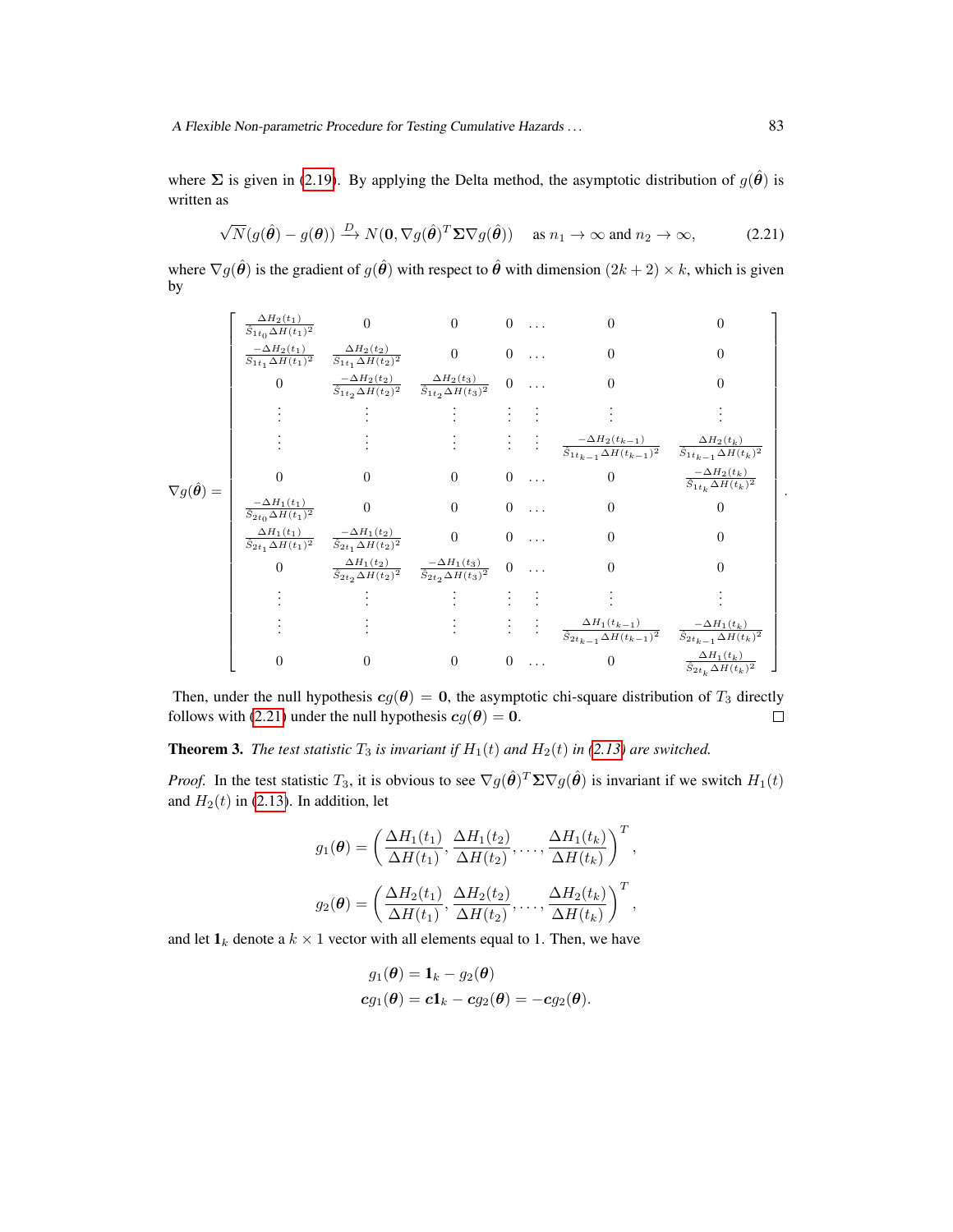where $\boldsymbol{\Sigma}$ is given in (2.19). By applying the Delta method, the asymptotic distribution of $g(\hat{\boldsymbol{\theta}})$ is written as

$$\sqrt{N}(g(\hat{\boldsymbol{\theta}}) - g(\boldsymbol{\theta})) \xrightarrow{D} N(\mathbf{0}, \nabla g(\hat{\boldsymbol{\theta}})^T \boldsymbol{\Sigma} \nabla g(\hat{\boldsymbol{\theta}})) \quad \text{as } n_1 \to \infty \text{ and } n_2 \to \infty, \tag{2.21}$$

where $\nabla g(\hat{\boldsymbol{\theta}})$ is the gradient of $g(\hat{\boldsymbol{\theta}})$ with respect to $\hat{\boldsymbol{\theta}}$ with dimension $(2k+2) \times k$, which is given by

$$\nabla g(\hat{\boldsymbol{\theta}}) = \begin{bmatrix} \frac{\Delta H_2(t_1)}{\hat{S}_{1t_0}\Delta H(t_1)^2} & 0 & 0 & 0 & \cdots & 0 & 0 \\ \frac{-\Delta H_2(t_1)}{\hat{S}_{1t_1}\Delta H(t_1)^2} & \frac{\Delta H_2(t_2)}{\hat{S}_{1t_1}\Delta H(t_2)^2} & 0 & 0 & \cdots & 0 & 0 \\ 0 & \frac{-\Delta H_2(t_2)}{\hat{S}_{1t_2}\Delta H(t_2)^2} & \frac{\Delta H_2(t_3)}{\hat{S}_{1t_2}\Delta H(t_3)^2} & 0 & \cdots & 0 & 0 \\ \vdots & \vdots & \vdots & \vdots & \vdots & \vdots & \vdots \\ \vdots & \vdots & \vdots & \vdots & \vdots & \frac{-\Delta H_2(t_{k-1})}{\hat{S}_{1t_{k-1}}\Delta H(t_{k-1})^2} & \frac{\Delta H_2(t_k)}{\hat{S}_{1t_{k-1}}\Delta H(t_k)^2} \\ 0 & 0 & 0 & 0 & \cdots & 0 & \frac{-\Delta H_2(t_k)}{\hat{S}_{1t_k}\Delta H(t_k)^2} \\ \frac{-\Delta H_1(t_1)}{\hat{S}_{2t_0}\Delta H(t_1)^2} & 0 & 0 & 0 & \cdots & 0 & 0 \\ \frac{\Delta H_1(t_1)}{\hat{S}_{2t_1}\Delta H(t_1)^2} & \frac{-\Delta H_1(t_2)}{\hat{S}_{2t_1}\Delta H(t_2)^2} & 0 & 0 & \cdots & 0 & 0 \\ 0 & \frac{\Delta H_1(t_2)}{\hat{S}_{2t_2}\Delta H(t_2)^2} & \frac{-\Delta H_1(t_3)}{\hat{S}_{2t_2}\Delta H(t_3)^2} & 0 & \cdots & 0 & 0 \\ \vdots & \vdots & \vdots & \vdots & \vdots & \vdots & \vdots \\ \vdots & \vdots & \vdots & \vdots & \vdots & \frac{\Delta H_1(t_{k-1})}{\hat{S}_{2t_{k-1}}\Delta H(t_{k-1})^2} & \frac{-\Delta H_1(t_k)}{\hat{S}_{2t_{k-1}}\Delta H(t_k)^2} \\ 0 & 0 & 0 & 0 & \cdots & 0 & \frac{\Delta H_1(t_k)}{\hat{S}_{2t_k}\Delta H(t_k)^2} \end{bmatrix}.$$

Then, under the null hypothesis $\boldsymbol{c}g(\boldsymbol{\theta}) = \mathbf{0}$, the asymptotic chi-square distribution of $T_3$ directly follows with (2.21) under the null hypothesis $\boldsymbol{c}g(\boldsymbol{\theta}) = \mathbf{0}$. □

**Theorem 3.** *The test statistic $T_3$ is invariant if $H_1(t)$ and $H_2(t)$ in (2.13) are switched.*

*Proof.* In the test statistic $T_3$, it is obvious to see $\nabla g(\hat{\boldsymbol{\theta}})^T \boldsymbol{\Sigma} \nabla g(\hat{\boldsymbol{\theta}})$ is invariant if we switch $H_1(t)$ and $H_2(t)$ in (2.13). In addition, let

$$g_1(\boldsymbol{\theta}) = \left( \frac{\Delta H_1(t_1)}{\Delta H(t_1)}, \frac{\Delta H_1(t_2)}{\Delta H(t_2)}, \ldots, \frac{\Delta H_1(t_k)}{\Delta H(t_k)} \right)^T,$$

$$g_2(\boldsymbol{\theta}) = \left( \frac{\Delta H_2(t_1)}{\Delta H(t_1)}, \frac{\Delta H_2(t_2)}{\Delta H(t_2)}, \ldots, \frac{\Delta H_2(t_k)}{\Delta H(t_k)} \right)^T,$$

and let $\mathbf{1}_k$ denote a $k \times 1$ vector with all elements equal to 1. Then, we have

$$\begin{aligned} g_1(\boldsymbol{\theta}) &= \mathbf{1}_k - g_2(\boldsymbol{\theta}) \\ \boldsymbol{c}g_1(\boldsymbol{\theta}) &= \boldsymbol{c}\mathbf{1}_k - \boldsymbol{c}g_2(\boldsymbol{\theta}) = -\boldsymbol{c}g_2(\boldsymbol{\theta}). \end{aligned}$$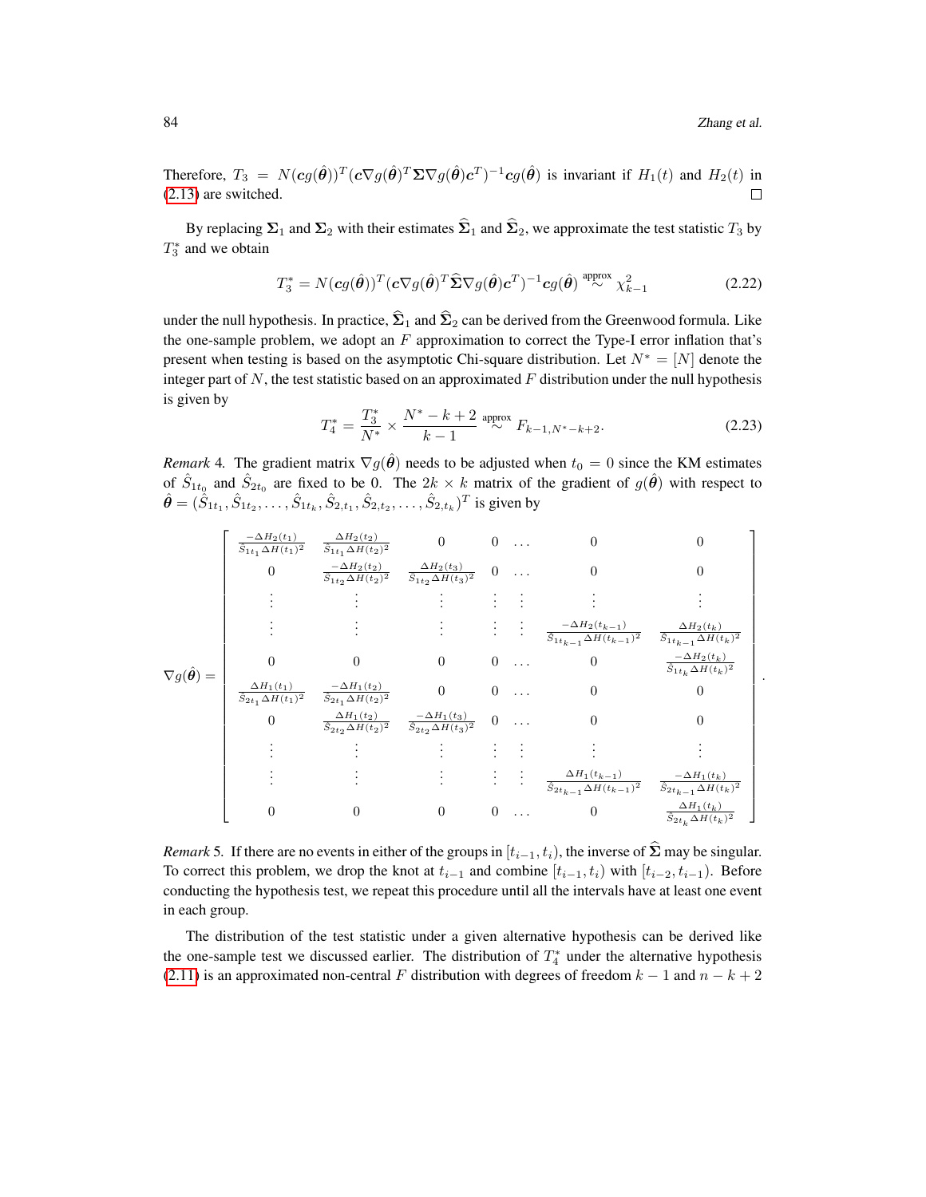Therefore, $T_3 = N(\boldsymbol{c}g(\hat{\boldsymbol{\theta}}))^T(\boldsymbol{c}\nabla g(\hat{\boldsymbol{\theta}})^T \boldsymbol{\Sigma} \nabla g(\hat{\boldsymbol{\theta}})\boldsymbol{c}^T)^{-1}\boldsymbol{c}g(\hat{\boldsymbol{\theta}})$ is invariant if $H_1(t)$ and $H_2(t)$ in (2.13) are switched. □

By replacing $\boldsymbol{\Sigma}_1$ and $\boldsymbol{\Sigma}_2$ with their estimates $\widehat{\boldsymbol{\Sigma}}_1$ and $\widehat{\boldsymbol{\Sigma}}_2$, we approximate the test statistic $T_3$ by $T_3^*$ and we obtain

$$T_3^* = N(\boldsymbol{c}g(\hat{\boldsymbol{\theta}}))^T(\boldsymbol{c}\nabla g(\hat{\boldsymbol{\theta}})^T \widehat{\boldsymbol{\Sigma}} \nabla g(\hat{\boldsymbol{\theta}})\boldsymbol{c}^T)^{-1}\boldsymbol{c}g(\hat{\boldsymbol{\theta}}) \overset{\text{approx}}{\sim} \chi^2_{k-1} \tag{2.22}$$

under the null hypothesis. In practice, $\widehat{\boldsymbol{\Sigma}}_1$ and $\widehat{\boldsymbol{\Sigma}}_2$ can be derived from the Greenwood formula. Like the one-sample problem, we adopt an $F$ approximation to correct the Type-I error inflation that's present when testing is based on the asymptotic Chi-square distribution. Let $N^* = [N]$ denote the integer part of $N$, the test statistic based on an approximated $F$ distribution under the null hypothesis is given by

$$T_4^* = \frac{T_3^*}{N^*} \times \frac{N^* - k + 2}{k - 1} \overset{\text{approx}}{\sim} F_{k-1, N^*-k+2}. \tag{2.23}$$

*Remark* 4. The gradient matrix $\nabla g(\hat{\boldsymbol{\theta}})$ needs to be adjusted when $t_0 = 0$ since the KM estimates of $\hat{S}_{1t_0}$ and $\hat{S}_{2t_0}$ are fixed to be 0. The $2k \times k$ matrix of the gradient of $g(\hat{\boldsymbol{\theta}})$ with respect to $\hat{\boldsymbol{\theta}} = (\hat{S}_{1t_1}, \hat{S}_{1t_2}, \ldots, \hat{S}_{1t_k}, \hat{S}_{2,t_1}, \hat{S}_{2,t_2}, \ldots, \hat{S}_{2,t_k})^T$ is given by

$$\nabla g(\hat{\boldsymbol{\theta}}) = \begin{bmatrix}
\frac{-\Delta H_2(t_1)}{\hat{S}_{1t_1}\Delta H(t_1)^2} & \frac{\Delta H_2(t_2)}{\hat{S}_{1t_1}\Delta H(t_2)^2} & 0 & 0 & \ldots & 0 & 0 \\
0 & \frac{-\Delta H_2(t_2)}{\hat{S}_{1t_2}\Delta H(t_2)^2} & \frac{\Delta H_2(t_3)}{\hat{S}_{1t_2}\Delta H(t_3)^2} & 0 & \ldots & 0 & 0 \\
\vdots & \vdots & \vdots & \vdots & \vdots & \vdots & \vdots \\
\vdots & \vdots & \vdots & \vdots & \vdots & \frac{-\Delta H_2(t_{k-1})}{\hat{S}_{1t_{k-1}}\Delta H(t_{k-1})^2} & \frac{\Delta H_2(t_k)}{\hat{S}_{1t_{k-1}}\Delta H(t_k)^2} \\
0 & 0 & 0 & 0 & \ldots & 0 & \frac{-\Delta H_2(t_k)}{\hat{S}_{1t_k}\Delta H(t_k)^2} \\
\frac{\Delta H_1(t_1)}{\hat{S}_{2t_1}\Delta H(t_1)^2} & \frac{-\Delta H_1(t_2)}{\hat{S}_{2t_1}\Delta H(t_2)^2} & 0 & 0 & \ldots & 0 & 0 \\
0 & \frac{\Delta H_1(t_2)}{\hat{S}_{2t_2}\Delta H(t_2)^2} & \frac{-\Delta H_1(t_3)}{\hat{S}_{2t_2}\Delta H(t_3)^2} & 0 & \ldots & 0 & 0 \\
\vdots & \vdots & \vdots & \vdots & \vdots & \vdots & \vdots \\
\vdots & \vdots & \vdots & \vdots & \vdots & \frac{\Delta H_1(t_{k-1})}{\hat{S}_{2t_{k-1}}\Delta H(t_{k-1})^2} & \frac{-\Delta H_1(t_k)}{\hat{S}_{2t_{k-1}}\Delta H(t_k)^2} \\
0 & 0 & 0 & 0 & \ldots & 0 & \frac{\Delta H_1(t_k)}{\hat{S}_{2t_k}\Delta H(t_k)^2}
\end{bmatrix}.$$

*Remark* 5. If there are no events in either of the groups in $[t_{i-1}, t_i)$, the inverse of $\widehat{\boldsymbol{\Sigma}}$ may be singular. To correct this problem, we drop the knot at $t_{i-1}$ and combine $[t_{i-1}, t_i)$ with $[t_{i-2}, t_{i-1})$. Before conducting the hypothesis test, we repeat this procedure until all the intervals have at least one event in each group.

The distribution of the test statistic under a given alternative hypothesis can be derived like the one-sample test we discussed earlier. The distribution of $T_4^*$ under the alternative hypothesis (2.11) is an approximated non-central $F$ distribution with degrees of freedom $k - 1$ and $n - k + 2$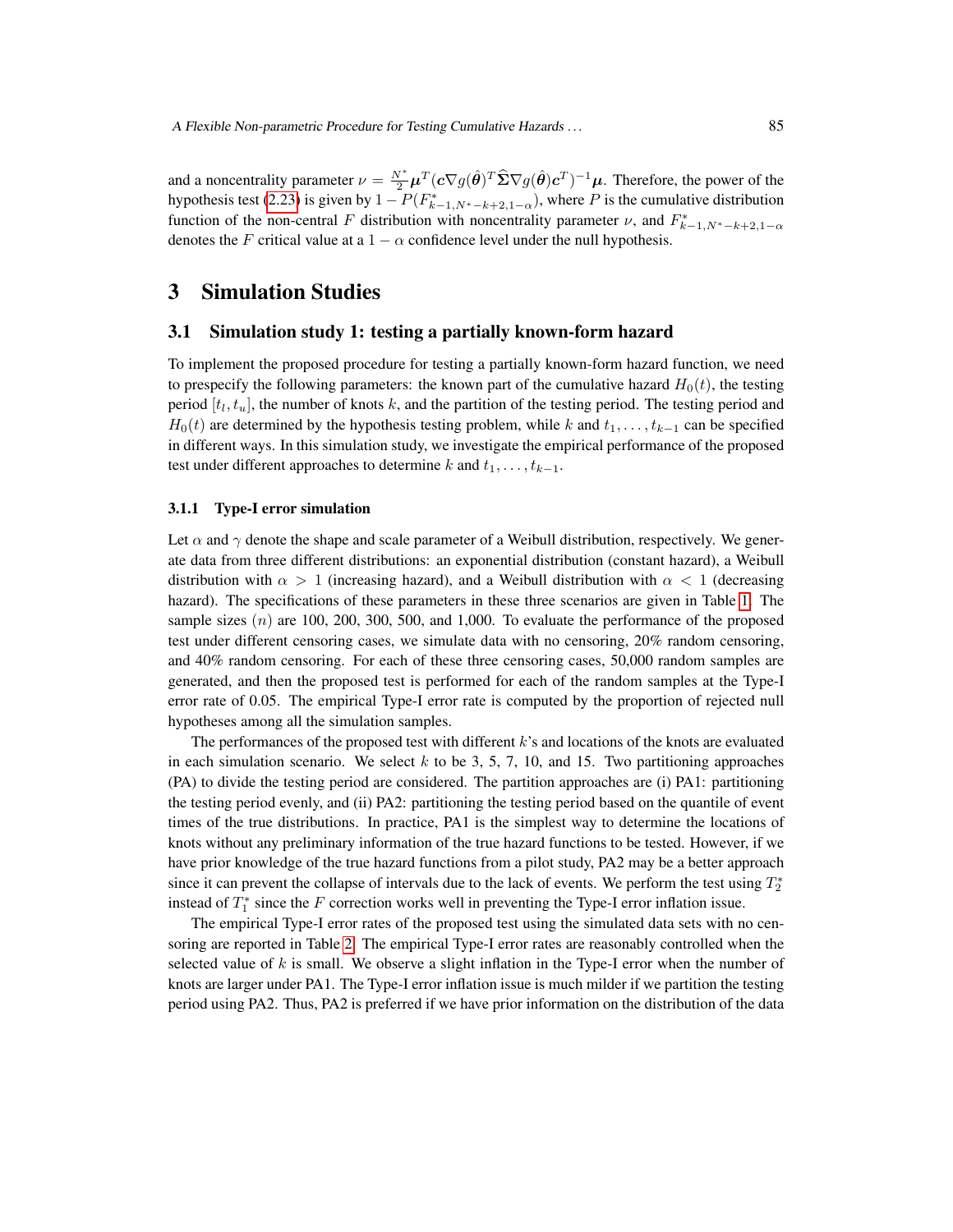and a noncentrality parameter $\nu = \frac{N^*}{2}\boldsymbol{\mu}^T(\boldsymbol{c}\nabla g(\hat{\boldsymbol{\theta}})^T\widehat{\boldsymbol{\Sigma}}\nabla g(\hat{\boldsymbol{\theta}})\boldsymbol{c}^T)^{-1}\boldsymbol{\mu}$. Therefore, the power of the hypothesis test (2.23) is given by $1 - P(F^*_{k-1,N^*-k+2,1-\alpha})$, where $P$ is the cumulative distribution function of the non-central $F$ distribution with noncentrality parameter $\nu$, and $F^*_{k-1,N^*-k+2,1-\alpha}$ denotes the $F$ critical value at a $1-\alpha$ confidence level under the null hypothesis.

# 3 Simulation Studies

## 3.1 Simulation study 1: testing a partially known-form hazard

To implement the proposed procedure for testing a partially known-form hazard function, we need to prespecify the following parameters: the known part of the cumulative hazard $H_0(t)$, the testing period $[t_l, t_u]$, the number of knots $k$, and the partition of the testing period. The testing period and $H_0(t)$ are determined by the hypothesis testing problem, while $k$ and $t_1, \ldots, t_{k-1}$ can be specified in different ways. In this simulation study, we investigate the empirical performance of the proposed test under different approaches to determine $k$ and $t_1, \ldots, t_{k-1}$.

### 3.1.1 Type-I error simulation

Let $\alpha$ and $\gamma$ denote the shape and scale parameter of a Weibull distribution, respectively. We generate data from three different distributions: an exponential distribution (constant hazard), a Weibull distribution with $\alpha > 1$ (increasing hazard), and a Weibull distribution with $\alpha < 1$ (decreasing hazard). The specifications of these parameters in these three scenarios are given in Table 1. The sample sizes $(n)$ are 100, 200, 300, 500, and 1,000. To evaluate the performance of the proposed test under different censoring cases, we simulate data with no censoring, 20% random censoring, and 40% random censoring. For each of these three censoring cases, 50,000 random samples are generated, and then the proposed test is performed for each of the random samples at the Type-I error rate of 0.05. The empirical Type-I error rate is computed by the proportion of rejected null hypotheses among all the simulation samples.

The performances of the proposed test with different $k$'s and locations of the knots are evaluated in each simulation scenario. We select $k$ to be 3, 5, 7, 10, and 15. Two partitioning approaches (PA) to divide the testing period are considered. The partition approaches are (i) PA1: partitioning the testing period evenly, and (ii) PA2: partitioning the testing period based on the quantile of event times of the true distributions. In practice, PA1 is the simplest way to determine the locations of knots without any preliminary information of the true hazard functions to be tested. However, if we have prior knowledge of the true hazard functions from a pilot study, PA2 may be a better approach since it can prevent the collapse of intervals due to the lack of events. We perform the test using $T_2^*$ instead of $T_1^*$ since the $F$ correction works well in preventing the Type-I error inflation issue.

The empirical Type-I error rates of the proposed test using the simulated data sets with no censoring are reported in Table 2. The empirical Type-I error rates are reasonably controlled when the selected value of $k$ is small. We observe a slight inflation in the Type-I error when the number of knots are larger under PA1. The Type-I error inflation issue is much milder if we partition the testing period using PA2. Thus, PA2 is preferred if we have prior information on the distribution of the data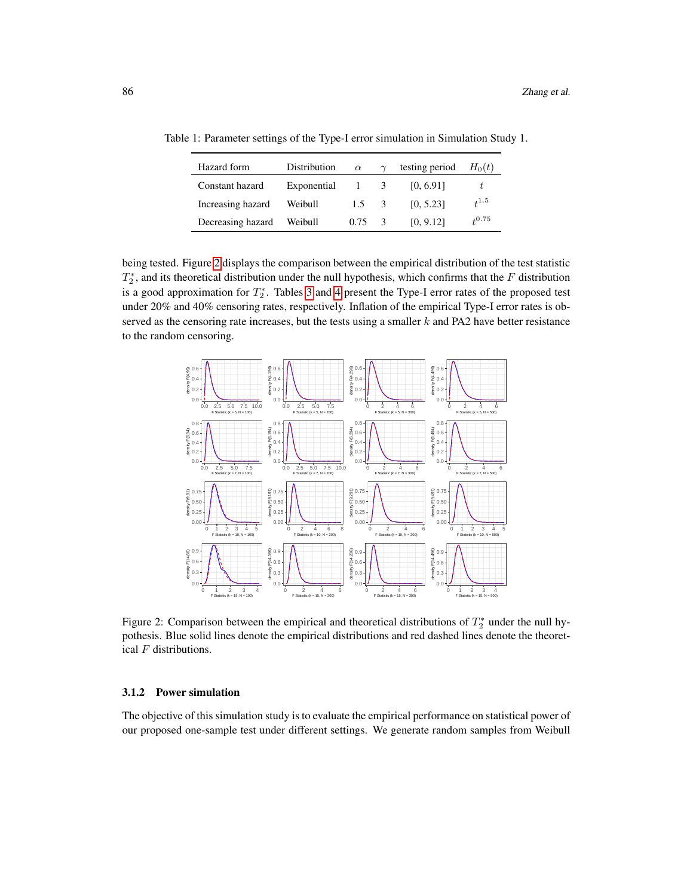Table 1: Parameter settings of the Type-I error simulation in Simulation Study 1.

| Hazard form | Distribution | $\alpha$ | $\gamma$ | testing period | $H_0(t)$ |
|---|---|---|---|---|---|
| Constant hazard | Exponential | 1 | 3 | [0, 6.91] | $t$ |
| Increasing hazard | Weibull | 1.5 | 3 | [0, 5.23] | $t^{1.5}$ |
| Decreasing hazard | Weibull | 0.75 | 3 | [0, 9.12] | $t^{0.75}$ |

being tested. Figure 2 displays the comparison between the empirical distribution of the test statistic $T_2^*$, and its theoretical distribution under the null hypothesis, which confirms that the $F$ distribution is a good approximation for $T_2^*$. Tables 3 and 4 present the Type-I error rates of the proposed test under 20% and 40% censoring rates, respectively. Inflation of the empirical Type-I error rates is observed as the censoring rate increases, but the tests using a smaller $k$ and PA2 have better resistance to the random censoring.

Figure 2: Comparison between the empirical and theoretical distributions of $T_2^*$ under the null hypothesis. Blue solid lines denote the empirical distributions and red dashed lines denote the theoretical $F$ distributions.

### 3.1.2 Power simulation

The objective of this simulation study is to evaluate the empirical performance on statistical power of our proposed one-sample test under different settings. We generate random samples from Weibull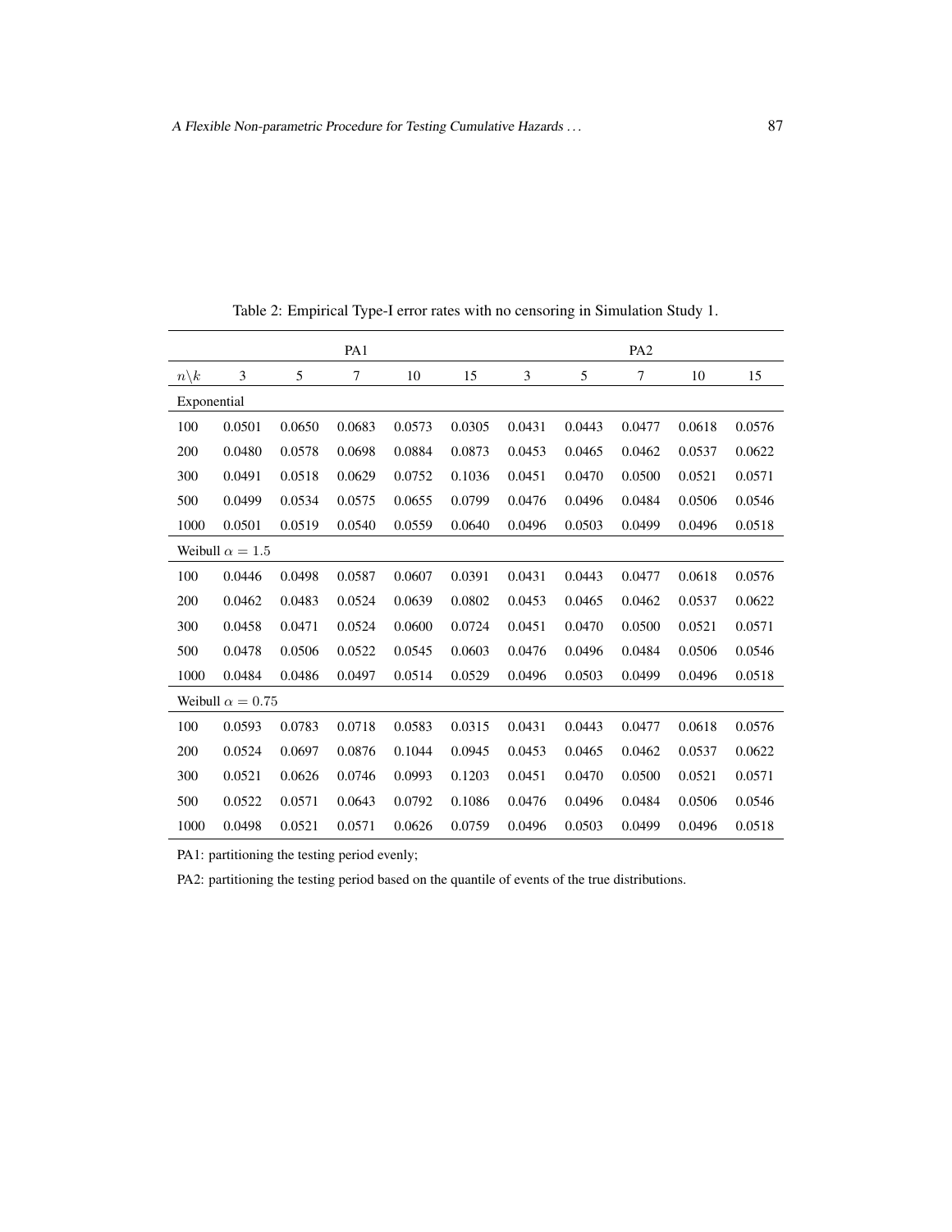Table 2: Empirical Type-I error rates with no censoring in Simulation Study 1.

| | PA1 | | | | | PA2 | | | | |
|---|---|---|---|---|---|---|---|---|---|---|
| $n\backslash k$ | 3 | 5 | 7 | 10 | 15 | 3 | 5 | 7 | 10 | 15 |
| Exponential | | | | | | | | | | |
| 100 | 0.0501 | 0.0650 | 0.0683 | 0.0573 | 0.0305 | 0.0431 | 0.0443 | 0.0477 | 0.0618 | 0.0576 |
| 200 | 0.0480 | 0.0578 | 0.0698 | 0.0884 | 0.0873 | 0.0453 | 0.0465 | 0.0462 | 0.0537 | 0.0622 |
| 300 | 0.0491 | 0.0518 | 0.0629 | 0.0752 | 0.1036 | 0.0451 | 0.0470 | 0.0500 | 0.0521 | 0.0571 |
| 500 | 0.0499 | 0.0534 | 0.0575 | 0.0655 | 0.0799 | 0.0476 | 0.0496 | 0.0484 | 0.0506 | 0.0546 |
| 1000 | 0.0501 | 0.0519 | 0.0540 | 0.0559 | 0.0640 | 0.0496 | 0.0503 | 0.0499 | 0.0496 | 0.0518 |
| Weibull $\alpha = 1.5$ | | | | | | | | | | |
| 100 | 0.0446 | 0.0498 | 0.0587 | 0.0607 | 0.0391 | 0.0431 | 0.0443 | 0.0477 | 0.0618 | 0.0576 |
| 200 | 0.0462 | 0.0483 | 0.0524 | 0.0639 | 0.0802 | 0.0453 | 0.0465 | 0.0462 | 0.0537 | 0.0622 |
| 300 | 0.0458 | 0.0471 | 0.0524 | 0.0600 | 0.0724 | 0.0451 | 0.0470 | 0.0500 | 0.0521 | 0.0571 |
| 500 | 0.0478 | 0.0506 | 0.0522 | 0.0545 | 0.0603 | 0.0476 | 0.0496 | 0.0484 | 0.0506 | 0.0546 |
| 1000 | 0.0484 | 0.0486 | 0.0497 | 0.0514 | 0.0529 | 0.0496 | 0.0503 | 0.0499 | 0.0496 | 0.0518 |
| Weibull $\alpha = 0.75$ | | | | | | | | | | |
| 100 | 0.0593 | 0.0783 | 0.0718 | 0.0583 | 0.0315 | 0.0431 | 0.0443 | 0.0477 | 0.0618 | 0.0576 |
| 200 | 0.0524 | 0.0697 | 0.0876 | 0.1044 | 0.0945 | 0.0453 | 0.0465 | 0.0462 | 0.0537 | 0.0622 |
| 300 | 0.0521 | 0.0626 | 0.0746 | 0.0993 | 0.1203 | 0.0451 | 0.0470 | 0.0500 | 0.0521 | 0.0571 |
| 500 | 0.0522 | 0.0571 | 0.0643 | 0.0792 | 0.1086 | 0.0476 | 0.0496 | 0.0484 | 0.0506 | 0.0546 |
| 1000 | 0.0498 | 0.0521 | 0.0571 | 0.0626 | 0.0759 | 0.0496 | 0.0503 | 0.0499 | 0.0496 | 0.0518 |

PA1: partitioning the testing period evenly;

PA2: partitioning the testing period based on the quantile of events of the true distributions.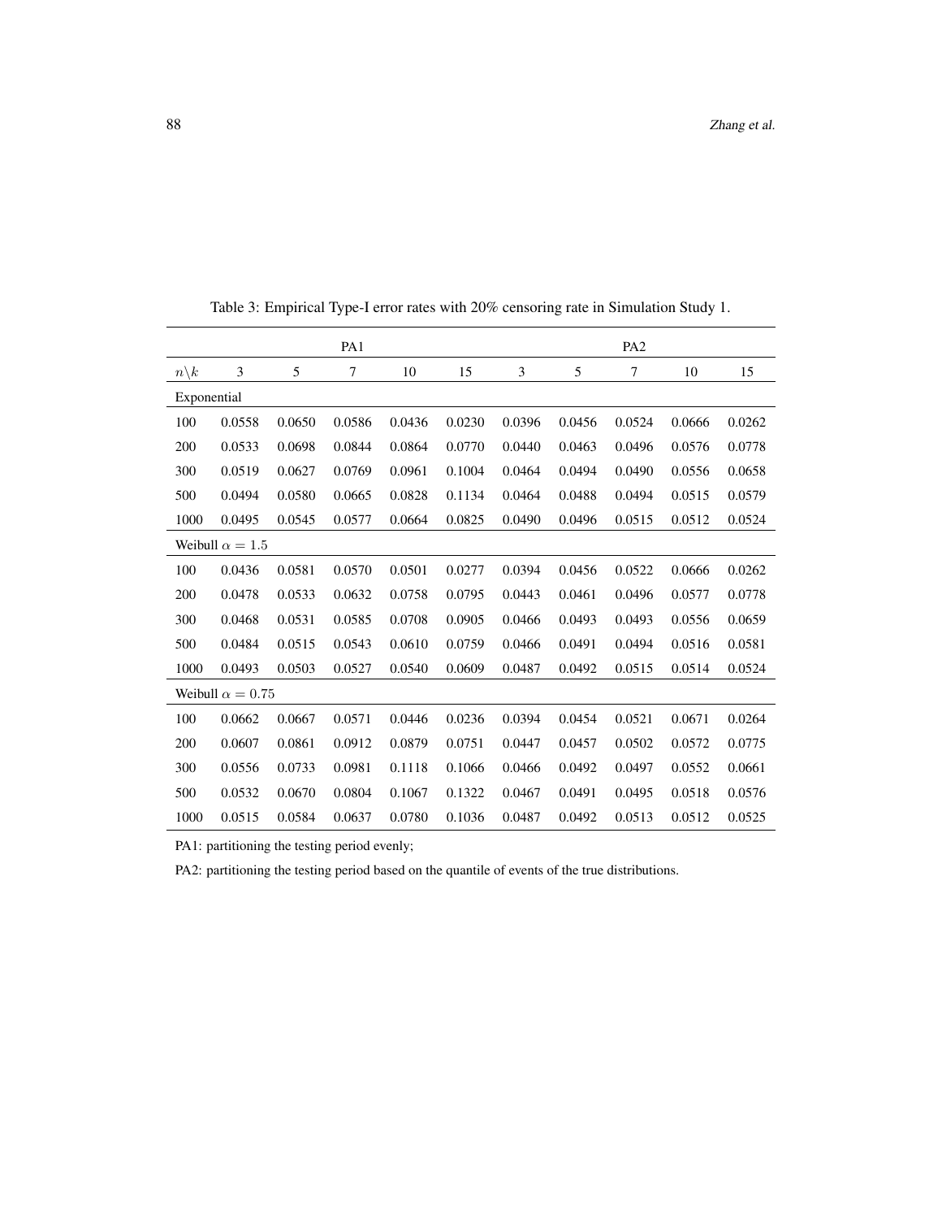Table 3: Empirical Type-I error rates with 20% censoring rate in Simulation Study 1.

| | PA1 | | | | | PA2 | | | | |
|---|---|---|---|---|---|---|---|---|---|---|
| $n\backslash k$ | 3 | 5 | 7 | 10 | 15 | 3 | 5 | 7 | 10 | 15 |
| Exponential | | | | | | | | | | |
| 100 | 0.0558 | 0.0650 | 0.0586 | 0.0436 | 0.0230 | 0.0396 | 0.0456 | 0.0524 | 0.0666 | 0.0262 |
| 200 | 0.0533 | 0.0698 | 0.0844 | 0.0864 | 0.0770 | 0.0440 | 0.0463 | 0.0496 | 0.0576 | 0.0778 |
| 300 | 0.0519 | 0.0627 | 0.0769 | 0.0961 | 0.1004 | 0.0464 | 0.0494 | 0.0490 | 0.0556 | 0.0658 |
| 500 | 0.0494 | 0.0580 | 0.0665 | 0.0828 | 0.1134 | 0.0464 | 0.0488 | 0.0494 | 0.0515 | 0.0579 |
| 1000 | 0.0495 | 0.0545 | 0.0577 | 0.0664 | 0.0825 | 0.0490 | 0.0496 | 0.0515 | 0.0512 | 0.0524 |
| Weibull $\alpha = 1.5$ | | | | | | | | | | |
| 100 | 0.0436 | 0.0581 | 0.0570 | 0.0501 | 0.0277 | 0.0394 | 0.0456 | 0.0522 | 0.0666 | 0.0262 |
| 200 | 0.0478 | 0.0533 | 0.0632 | 0.0758 | 0.0795 | 0.0443 | 0.0461 | 0.0496 | 0.0577 | 0.0778 |
| 300 | 0.0468 | 0.0531 | 0.0585 | 0.0708 | 0.0905 | 0.0466 | 0.0493 | 0.0493 | 0.0556 | 0.0659 |
| 500 | 0.0484 | 0.0515 | 0.0543 | 0.0610 | 0.0759 | 0.0466 | 0.0491 | 0.0494 | 0.0516 | 0.0581 |
| 1000 | 0.0493 | 0.0503 | 0.0527 | 0.0540 | 0.0609 | 0.0487 | 0.0492 | 0.0515 | 0.0514 | 0.0524 |
| Weibull $\alpha = 0.75$ | | | | | | | | | | |
| 100 | 0.0662 | 0.0667 | 0.0571 | 0.0446 | 0.0236 | 0.0394 | 0.0454 | 0.0521 | 0.0671 | 0.0264 |
| 200 | 0.0607 | 0.0861 | 0.0912 | 0.0879 | 0.0751 | 0.0447 | 0.0457 | 0.0502 | 0.0572 | 0.0775 |
| 300 | 0.0556 | 0.0733 | 0.0981 | 0.1118 | 0.1066 | 0.0466 | 0.0492 | 0.0497 | 0.0552 | 0.0661 |
| 500 | 0.0532 | 0.0670 | 0.0804 | 0.1067 | 0.1322 | 0.0467 | 0.0491 | 0.0495 | 0.0518 | 0.0576 |
| 1000 | 0.0515 | 0.0584 | 0.0637 | 0.0780 | 0.1036 | 0.0487 | 0.0492 | 0.0513 | 0.0512 | 0.0525 |

PA1: partitioning the testing period evenly;

PA2: partitioning the testing period based on the quantile of events of the true distributions.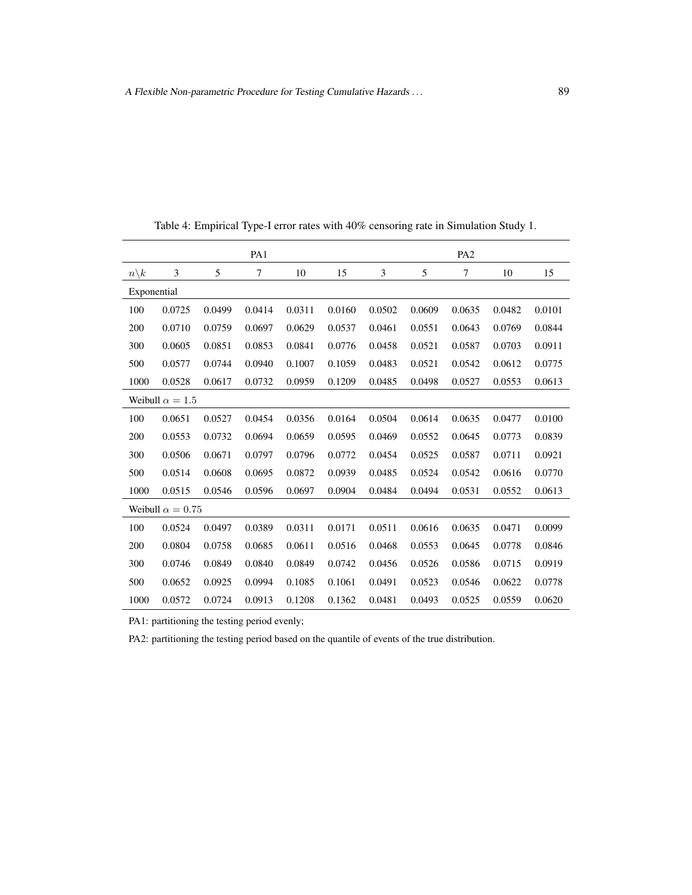Table 4: Empirical Type-I error rates with 40% censoring rate in Simulation Study 1.

| | PA1 | | | | | PA2 | | | | |
|---|---|---|---|---|---|---|---|---|---|---|
| $n\backslash k$ | 3 | 5 | 7 | 10 | 15 | 3 | 5 | 7 | 10 | 15 |
| Exponential | | | | | | | | | | |
| 100 | 0.0725 | 0.0499 | 0.0414 | 0.0311 | 0.0160 | 0.0502 | 0.0609 | 0.0635 | 0.0482 | 0.0101 |
| 200 | 0.0710 | 0.0759 | 0.0697 | 0.0629 | 0.0537 | 0.0461 | 0.0551 | 0.0643 | 0.0769 | 0.0844 |
| 300 | 0.0605 | 0.0851 | 0.0853 | 0.0841 | 0.0776 | 0.0458 | 0.0521 | 0.0587 | 0.0703 | 0.0911 |
| 500 | 0.0577 | 0.0744 | 0.0940 | 0.1007 | 0.1059 | 0.0483 | 0.0521 | 0.0542 | 0.0612 | 0.0775 |
| 1000 | 0.0528 | 0.0617 | 0.0732 | 0.0959 | 0.1209 | 0.0485 | 0.0498 | 0.0527 | 0.0553 | 0.0613 |
| Weibull $\alpha = 1.5$ | | | | | | | | | | |
| 100 | 0.0651 | 0.0527 | 0.0454 | 0.0356 | 0.0164 | 0.0504 | 0.0614 | 0.0635 | 0.0477 | 0.0100 |
| 200 | 0.0553 | 0.0732 | 0.0694 | 0.0659 | 0.0595 | 0.0469 | 0.0552 | 0.0645 | 0.0773 | 0.0839 |
| 300 | 0.0506 | 0.0671 | 0.0797 | 0.0796 | 0.0772 | 0.0454 | 0.0525 | 0.0587 | 0.0711 | 0.0921 |
| 500 | 0.0514 | 0.0608 | 0.0695 | 0.0872 | 0.0939 | 0.0485 | 0.0524 | 0.0542 | 0.0616 | 0.0770 |
| 1000 | 0.0515 | 0.0546 | 0.0596 | 0.0697 | 0.0904 | 0.0484 | 0.0494 | 0.0531 | 0.0552 | 0.0613 |
| Weibull $\alpha = 0.75$ | | | | | | | | | | |
| 100 | 0.0524 | 0.0497 | 0.0389 | 0.0311 | 0.0171 | 0.0511 | 0.0616 | 0.0635 | 0.0471 | 0.0099 |
| 200 | 0.0804 | 0.0758 | 0.0685 | 0.0611 | 0.0516 | 0.0468 | 0.0553 | 0.0645 | 0.0778 | 0.0846 |
| 300 | 0.0746 | 0.0849 | 0.0840 | 0.0849 | 0.0742 | 0.0456 | 0.0526 | 0.0586 | 0.0715 | 0.0919 |
| 500 | 0.0652 | 0.0925 | 0.0994 | 0.1085 | 0.1061 | 0.0491 | 0.0523 | 0.0546 | 0.0622 | 0.0778 |
| 1000 | 0.0572 | 0.0724 | 0.0913 | 0.1208 | 0.1362 | 0.0481 | 0.0493 | 0.0525 | 0.0559 | 0.0620 |

PA1: partitioning the testing period evenly;

PA2: partitioning the testing period based on the quantile of events of the true distribution.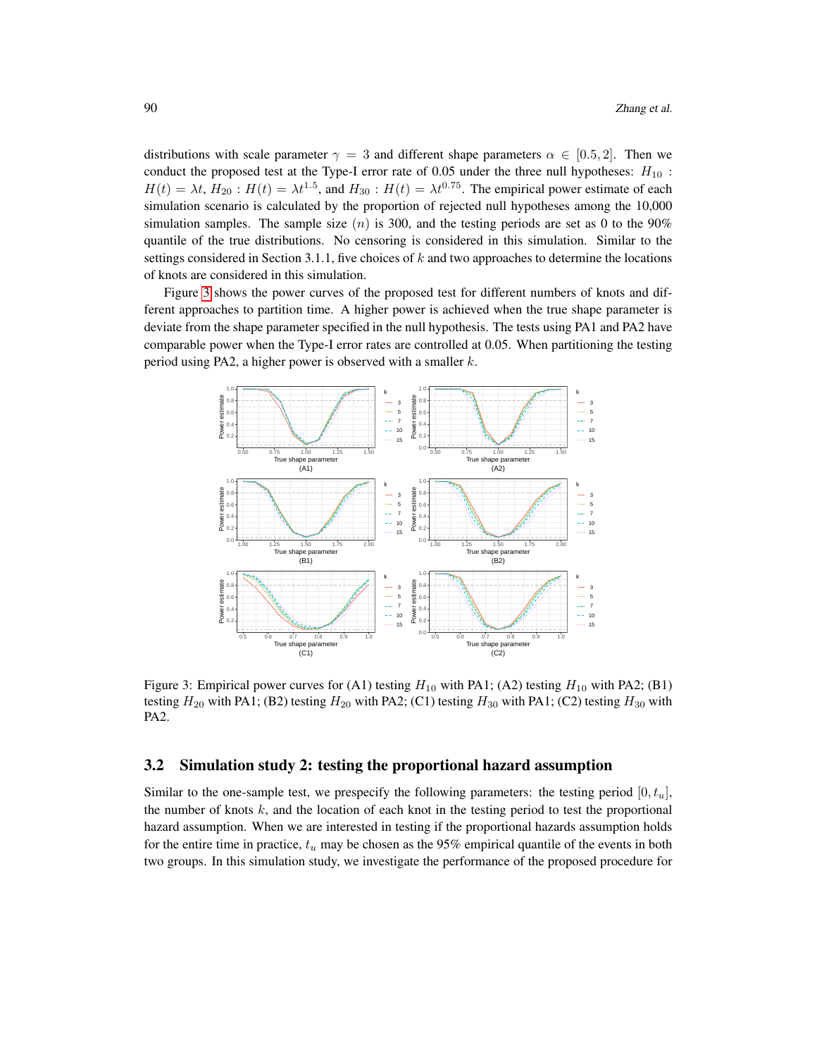distributions with scale parameter $\gamma = 3$ and different shape parameters $\alpha \in [0.5, 2]$. Then we conduct the proposed test at the Type-I error rate of 0.05 under the three null hypotheses: $H_{10}$ : $H(t) = \lambda t$, $H_{20}$ : $H(t) = \lambda t^{1.5}$, and $H_{30}$ : $H(t) = \lambda t^{0.75}$. The empirical power estimate of each simulation scenario is calculated by the proportion of rejected null hypotheses among the 10,000 simulation samples. The sample size $(n)$ is 300, and the testing periods are set as 0 to the 90% quantile of the true distributions. No censoring is considered in this simulation. Similar to the settings considered in Section 3.1.1, five choices of $k$ and two approaches to determine the locations of knots are considered in this simulation.

Figure 3 shows the power curves of the proposed test for different numbers of knots and different approaches to partition time. A higher power is achieved when the true shape parameter is deviate from the shape parameter specified in the null hypothesis. The tests using PA1 and PA2 have comparable power when the Type-I error rates are controlled at 0.05. When partitioning the testing period using PA2, a higher power is observed with a smaller $k$.

Figure 3: Empirical power curves for (A1) testing $H_{10}$ with PA1; (A2) testing $H_{10}$ with PA2; (B1) testing $H_{20}$ with PA1; (B2) testing $H_{20}$ with PA2; (C1) testing $H_{30}$ with PA1; (C2) testing $H_{30}$ with PA2.

## 3.2 Simulation study 2: testing the proportional hazard assumption

Similar to the one-sample test, we prespecify the following parameters: the testing period $[0, t_u]$, the number of knots $k$, and the location of each knot in the testing period to test the proportional hazard assumption. When we are interested in testing if the proportional hazards assumption holds for the entire time in practice, $t_u$ may be chosen as the 95% empirical quantile of the events in both two groups. In this simulation study, we investigate the performance of the proposed procedure for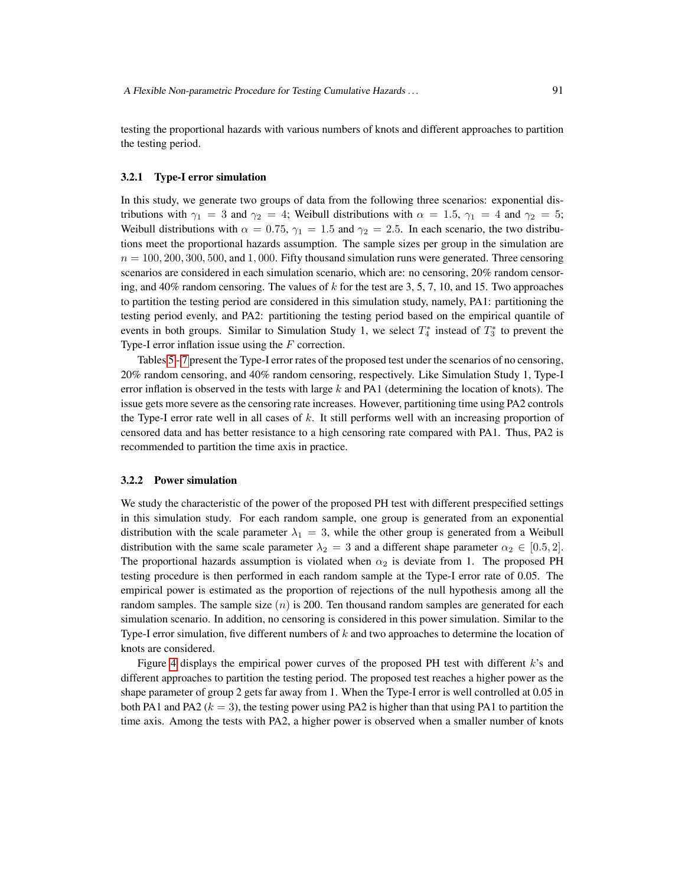testing the proportional hazards with various numbers of knots and different approaches to partition the testing period.

### 3.2.1 Type-I error simulation

In this study, we generate two groups of data from the following three scenarios: exponential distributions with $\gamma_1 = 3$ and $\gamma_2 = 4$; Weibull distributions with $\alpha = 1.5$, $\gamma_1 = 4$ and $\gamma_2 = 5$; Weibull distributions with $\alpha = 0.75$, $\gamma_1 = 1.5$ and $\gamma_2 = 2.5$. In each scenario, the two distributions meet the proportional hazards assumption. The sample sizes per group in the simulation are $n = 100, 200, 300, 500$, and $1,000$. Fifty thousand simulation runs were generated. Three censoring scenarios are considered in each simulation scenario, which are: no censoring, 20% random censoring, and 40% random censoring. The values of $k$ for the test are 3, 5, 7, 10, and 15. Two approaches to partition the testing period are considered in this simulation study, namely, PA1: partitioning the testing period evenly, and PA2: partitioning the testing period based on the empirical quantile of events in both groups. Similar to Simulation Study 1, we select $T_4^*$ instead of $T_3^*$ to prevent the Type-I error inflation issue using the $F$ correction.

Tables 5–7 present the Type-I error rates of the proposed test under the scenarios of no censoring, 20% random censoring, and 40% random censoring, respectively. Like Simulation Study 1, Type-I error inflation is observed in the tests with large $k$ and PA1 (determining the location of knots). The issue gets more severe as the censoring rate increases. However, partitioning time using PA2 controls the Type-I error rate well in all cases of $k$. It still performs well with an increasing proportion of censored data and has better resistance to a high censoring rate compared with PA1. Thus, PA2 is recommended to partition the time axis in practice.

### 3.2.2 Power simulation

We study the characteristic of the power of the proposed PH test with different prespecified settings in this simulation study. For each random sample, one group is generated from an exponential distribution with the scale parameter $\lambda_1 = 3$, while the other group is generated from a Weibull distribution with the same scale parameter $\lambda_2 = 3$ and a different shape parameter $\alpha_2 \in [0.5, 2]$. The proportional hazards assumption is violated when $\alpha_2$ is deviate from 1. The proposed PH testing procedure is then performed in each random sample at the Type-I error rate of 0.05. The empirical power is estimated as the proportion of rejections of the null hypothesis among all the random samples. The sample size $(n)$ is 200. Ten thousand random samples are generated for each simulation scenario. In addition, no censoring is considered in this power simulation. Similar to the Type-I error simulation, five different numbers of $k$ and two approaches to determine the location of knots are considered.

Figure 4 displays the empirical power curves of the proposed PH test with different $k$'s and different approaches to partition the testing period. The proposed test reaches a higher power as the shape parameter of group 2 gets far away from 1. When the Type-I error is well controlled at 0.05 in both PA1 and PA2 ($k = 3$), the testing power using PA2 is higher than that using PA1 to partition the time axis. Among the tests with PA2, a higher power is observed when a smaller number of knots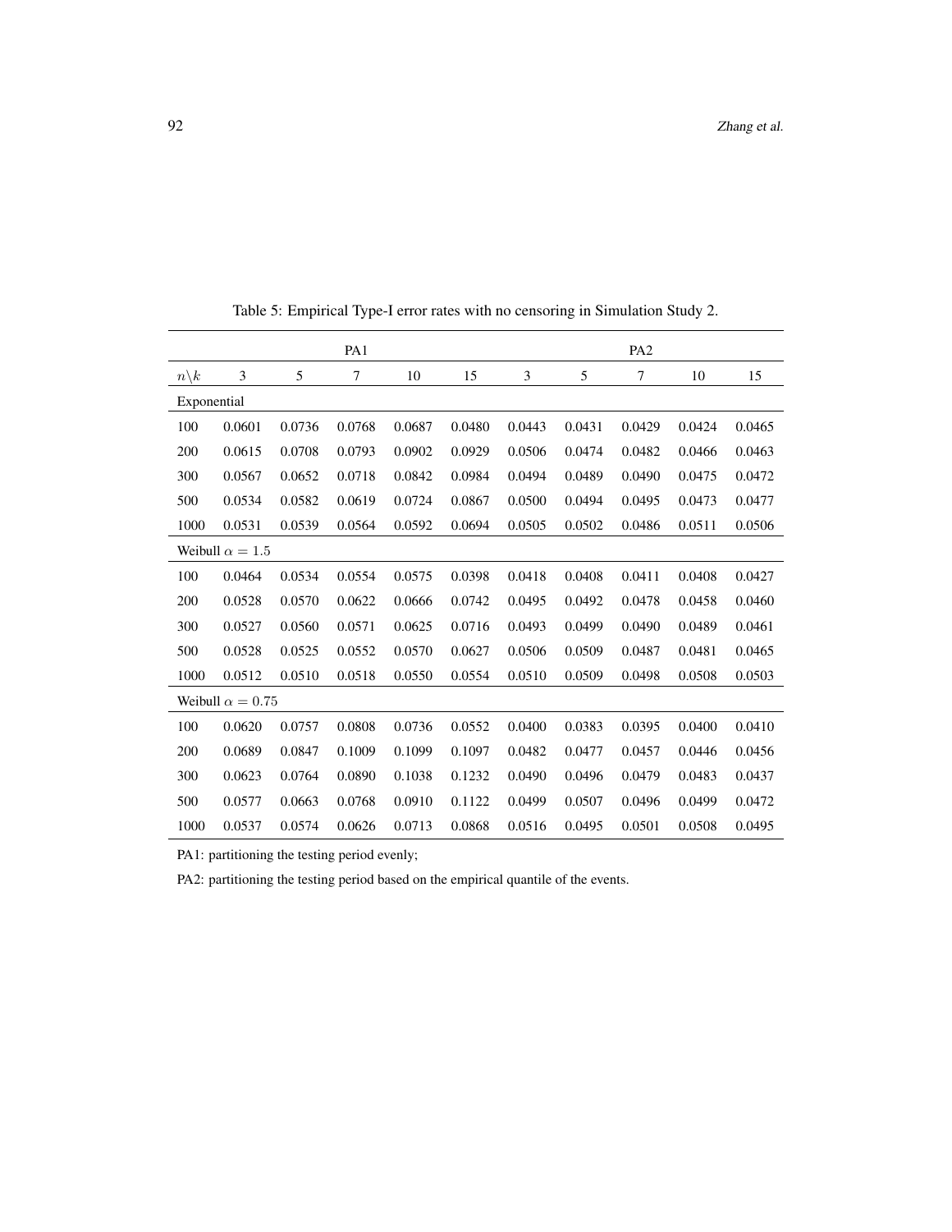Table 5: Empirical Type-I error rates with no censoring in Simulation Study 2.

| | PA1 | | | | | PA2 | | | | |
|---|---|---|---|---|---|---|---|---|---|---|
| $n\backslash k$ | 3 | 5 | 7 | 10 | 15 | 3 | 5 | 7 | 10 | 15 |
| Exponential | | | | | | | | | | |
| 100 | 0.0601 | 0.0736 | 0.0768 | 0.0687 | 0.0480 | 0.0443 | 0.0431 | 0.0429 | 0.0424 | 0.0465 |
| 200 | 0.0615 | 0.0708 | 0.0793 | 0.0902 | 0.0929 | 0.0506 | 0.0474 | 0.0482 | 0.0466 | 0.0463 |
| 300 | 0.0567 | 0.0652 | 0.0718 | 0.0842 | 0.0984 | 0.0494 | 0.0489 | 0.0490 | 0.0475 | 0.0472 |
| 500 | 0.0534 | 0.0582 | 0.0619 | 0.0724 | 0.0867 | 0.0500 | 0.0494 | 0.0495 | 0.0473 | 0.0477 |
| 1000 | 0.0531 | 0.0539 | 0.0564 | 0.0592 | 0.0694 | 0.0505 | 0.0502 | 0.0486 | 0.0511 | 0.0506 |
| Weibull $\alpha = 1.5$ | | | | | | | | | | |
| 100 | 0.0464 | 0.0534 | 0.0554 | 0.0575 | 0.0398 | 0.0418 | 0.0408 | 0.0411 | 0.0408 | 0.0427 |
| 200 | 0.0528 | 0.0570 | 0.0622 | 0.0666 | 0.0742 | 0.0495 | 0.0492 | 0.0478 | 0.0458 | 0.0460 |
| 300 | 0.0527 | 0.0560 | 0.0571 | 0.0625 | 0.0716 | 0.0493 | 0.0499 | 0.0490 | 0.0489 | 0.0461 |
| 500 | 0.0528 | 0.0525 | 0.0552 | 0.0570 | 0.0627 | 0.0506 | 0.0509 | 0.0487 | 0.0481 | 0.0465 |
| 1000 | 0.0512 | 0.0510 | 0.0518 | 0.0550 | 0.0554 | 0.0510 | 0.0509 | 0.0498 | 0.0508 | 0.0503 |
| Weibull $\alpha = 0.75$ | | | | | | | | | | |
| 100 | 0.0620 | 0.0757 | 0.0808 | 0.0736 | 0.0552 | 0.0400 | 0.0383 | 0.0395 | 0.0400 | 0.0410 |
| 200 | 0.0689 | 0.0847 | 0.1009 | 0.1099 | 0.1097 | 0.0482 | 0.0477 | 0.0457 | 0.0446 | 0.0456 |
| 300 | 0.0623 | 0.0764 | 0.0890 | 0.1038 | 0.1232 | 0.0490 | 0.0496 | 0.0479 | 0.0483 | 0.0437 |
| 500 | 0.0577 | 0.0663 | 0.0768 | 0.0910 | 0.1122 | 0.0499 | 0.0507 | 0.0496 | 0.0499 | 0.0472 |
| 1000 | 0.0537 | 0.0574 | 0.0626 | 0.0713 | 0.0868 | 0.0516 | 0.0495 | 0.0501 | 0.0508 | 0.0495 |

PA1: partitioning the testing period evenly;

PA2: partitioning the testing period based on the empirical quantile of the events.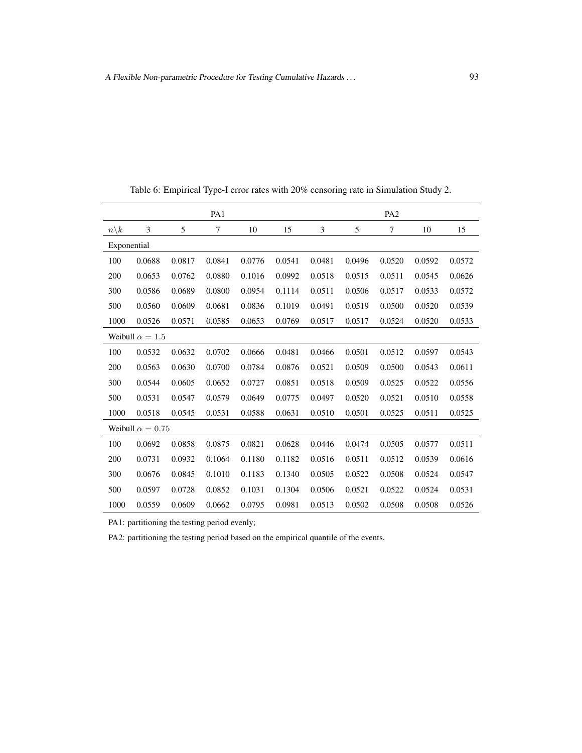Table 6: Empirical Type-I error rates with 20% censoring rate in Simulation Study 2.

| | PA1 | | | | | PA2 | | | | |
|---|---|---|---|---|---|---|---|---|---|---|
| $n\backslash k$ | 3 | 5 | 7 | 10 | 15 | 3 | 5 | 7 | 10 | 15 |
| Exponential | | | | | | | | | | |
| 100 | 0.0688 | 0.0817 | 0.0841 | 0.0776 | 0.0541 | 0.0481 | 0.0496 | 0.0520 | 0.0592 | 0.0572 |
| 200 | 0.0653 | 0.0762 | 0.0880 | 0.1016 | 0.0992 | 0.0518 | 0.0515 | 0.0511 | 0.0545 | 0.0626 |
| 300 | 0.0586 | 0.0689 | 0.0800 | 0.0954 | 0.1114 | 0.0511 | 0.0506 | 0.0517 | 0.0533 | 0.0572 |
| 500 | 0.0560 | 0.0609 | 0.0681 | 0.0836 | 0.1019 | 0.0491 | 0.0519 | 0.0500 | 0.0520 | 0.0539 |
| 1000 | 0.0526 | 0.0571 | 0.0585 | 0.0653 | 0.0769 | 0.0517 | 0.0517 | 0.0524 | 0.0520 | 0.0533 |
| Weibull $\alpha = 1.5$ | | | | | | | | | | |
| 100 | 0.0532 | 0.0632 | 0.0702 | 0.0666 | 0.0481 | 0.0466 | 0.0501 | 0.0512 | 0.0597 | 0.0543 |
| 200 | 0.0563 | 0.0630 | 0.0700 | 0.0784 | 0.0876 | 0.0521 | 0.0509 | 0.0500 | 0.0543 | 0.0611 |
| 300 | 0.0544 | 0.0605 | 0.0652 | 0.0727 | 0.0851 | 0.0518 | 0.0509 | 0.0525 | 0.0522 | 0.0556 |
| 500 | 0.0531 | 0.0547 | 0.0579 | 0.0649 | 0.0775 | 0.0497 | 0.0520 | 0.0521 | 0.0510 | 0.0558 |
| 1000 | 0.0518 | 0.0545 | 0.0531 | 0.0588 | 0.0631 | 0.0510 | 0.0501 | 0.0525 | 0.0511 | 0.0525 |
| Weibull $\alpha = 0.75$ | | | | | | | | | | |
| 100 | 0.0692 | 0.0858 | 0.0875 | 0.0821 | 0.0628 | 0.0446 | 0.0474 | 0.0505 | 0.0577 | 0.0511 |
| 200 | 0.0731 | 0.0932 | 0.1064 | 0.1180 | 0.1182 | 0.0516 | 0.0511 | 0.0512 | 0.0539 | 0.0616 |
| 300 | 0.0676 | 0.0845 | 0.1010 | 0.1183 | 0.1340 | 0.0505 | 0.0522 | 0.0508 | 0.0524 | 0.0547 |
| 500 | 0.0597 | 0.0728 | 0.0852 | 0.1031 | 0.1304 | 0.0506 | 0.0521 | 0.0522 | 0.0524 | 0.0531 |
| 1000 | 0.0559 | 0.0609 | 0.0662 | 0.0795 | 0.0981 | 0.0513 | 0.0502 | 0.0508 | 0.0508 | 0.0526 |

PA1: partitioning the testing period evenly;

PA2: partitioning the testing period based on the empirical quantile of the events.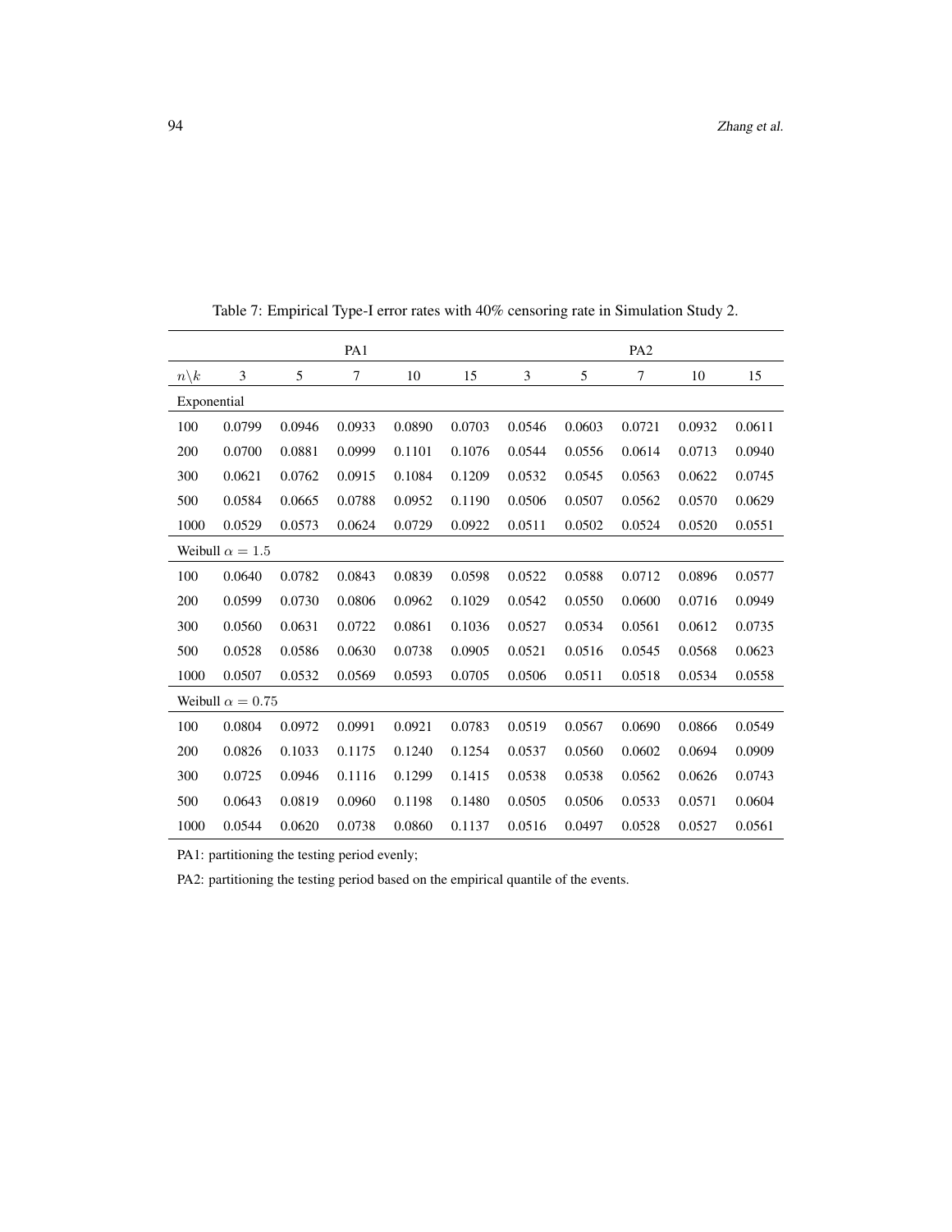Table 7: Empirical Type-I error rates with 40% censoring rate in Simulation Study 2.

| | PA1 | | | | | PA2 | | | | |
|---|---|---|---|---|---|---|---|---|---|---|
| $n\backslash k$ | 3 | 5 | 7 | 10 | 15 | 3 | 5 | 7 | 10 | 15 |
| Exponential | | | | | | | | | | |
| 100 | 0.0799 | 0.0946 | 0.0933 | 0.0890 | 0.0703 | 0.0546 | 0.0603 | 0.0721 | 0.0932 | 0.0611 |
| 200 | 0.0700 | 0.0881 | 0.0999 | 0.1101 | 0.1076 | 0.0544 | 0.0556 | 0.0614 | 0.0713 | 0.0940 |
| 300 | 0.0621 | 0.0762 | 0.0915 | 0.1084 | 0.1209 | 0.0532 | 0.0545 | 0.0563 | 0.0622 | 0.0745 |
| 500 | 0.0584 | 0.0665 | 0.0788 | 0.0952 | 0.1190 | 0.0506 | 0.0507 | 0.0562 | 0.0570 | 0.0629 |
| 1000 | 0.0529 | 0.0573 | 0.0624 | 0.0729 | 0.0922 | 0.0511 | 0.0502 | 0.0524 | 0.0520 | 0.0551 |
| Weibull $\alpha = 1.5$ | | | | | | | | | | |
| 100 | 0.0640 | 0.0782 | 0.0843 | 0.0839 | 0.0598 | 0.0522 | 0.0588 | 0.0712 | 0.0896 | 0.0577 |
| 200 | 0.0599 | 0.0730 | 0.0806 | 0.0962 | 0.1029 | 0.0542 | 0.0550 | 0.0600 | 0.0716 | 0.0949 |
| 300 | 0.0560 | 0.0631 | 0.0722 | 0.0861 | 0.1036 | 0.0527 | 0.0534 | 0.0561 | 0.0612 | 0.0735 |
| 500 | 0.0528 | 0.0586 | 0.0630 | 0.0738 | 0.0905 | 0.0521 | 0.0516 | 0.0545 | 0.0568 | 0.0623 |
| 1000 | 0.0507 | 0.0532 | 0.0569 | 0.0593 | 0.0705 | 0.0506 | 0.0511 | 0.0518 | 0.0534 | 0.0558 |
| Weibull $\alpha = 0.75$ | | | | | | | | | | |
| 100 | 0.0804 | 0.0972 | 0.0991 | 0.0921 | 0.0783 | 0.0519 | 0.0567 | 0.0690 | 0.0866 | 0.0549 |
| 200 | 0.0826 | 0.1033 | 0.1175 | 0.1240 | 0.1254 | 0.0537 | 0.0560 | 0.0602 | 0.0694 | 0.0909 |
| 300 | 0.0725 | 0.0946 | 0.1116 | 0.1299 | 0.1415 | 0.0538 | 0.0538 | 0.0562 | 0.0626 | 0.0743 |
| 500 | 0.0643 | 0.0819 | 0.0960 | 0.1198 | 0.1480 | 0.0505 | 0.0506 | 0.0533 | 0.0571 | 0.0604 |
| 1000 | 0.0544 | 0.0620 | 0.0738 | 0.0860 | 0.1137 | 0.0516 | 0.0497 | 0.0528 | 0.0527 | 0.0561 |

PA1: partitioning the testing period evenly;

PA2: partitioning the testing period based on the empirical quantile of the events.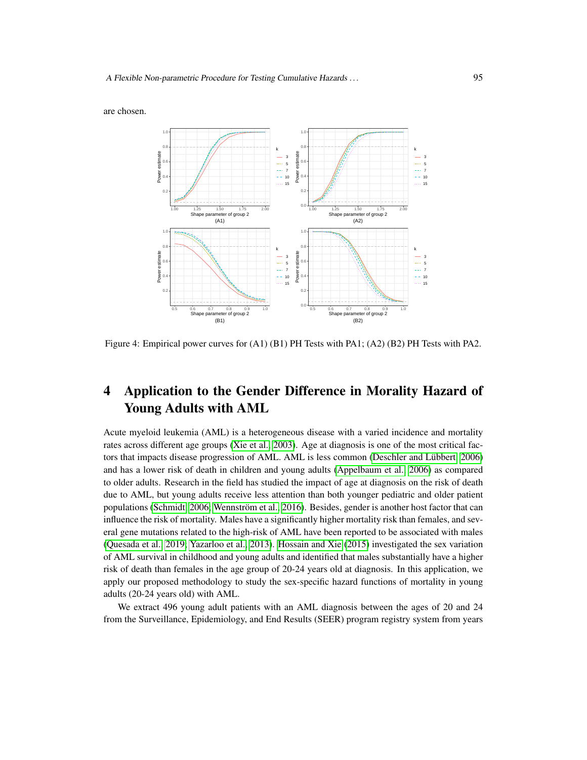are chosen.

Figure 4: Empirical power curves for (A1) (B1) PH Tests with PA1; (A2) (B2) PH Tests with PA2.

## 4 Application to the Gender Difference in Morality Hazard of Young Adults with AML

Acute myeloid leukemia (AML) is a heterogeneous disease with a varied incidence and mortality rates across different age groups (Xie et al., 2003). Age at diagnosis is one of the most critical factors that impacts disease progression of AML. AML is less common (Deschler and Lübbert, 2006) and has a lower risk of death in children and young adults (Appelbaum et al., 2006) as compared to older adults. Research in the field has studied the impact of age at diagnosis on the risk of death due to AML, but young adults receive less attention than both younger pediatric and older patient populations (Schmidt, 2006; Wennström et al., 2016). Besides, gender is another host factor that can influence the risk of mortality. Males have a significantly higher mortality risk than females, and several gene mutations related to the high-risk of AML have been reported to be associated with males (Quesada et al., 2019; Yazarloo et al., 2013). Hossain and Xie (2015) investigated the sex variation of AML survival in childhood and young adults and identified that males substantially have a higher risk of death than females in the age group of 20-24 years old at diagnosis. In this application, we apply our proposed methodology to study the sex-specific hazard functions of mortality in young adults (20-24 years old) with AML.

We extract 496 young adult patients with an AML diagnosis between the ages of 20 and 24 from the Surveillance, Epidemiology, and End Results (SEER) program registry system from years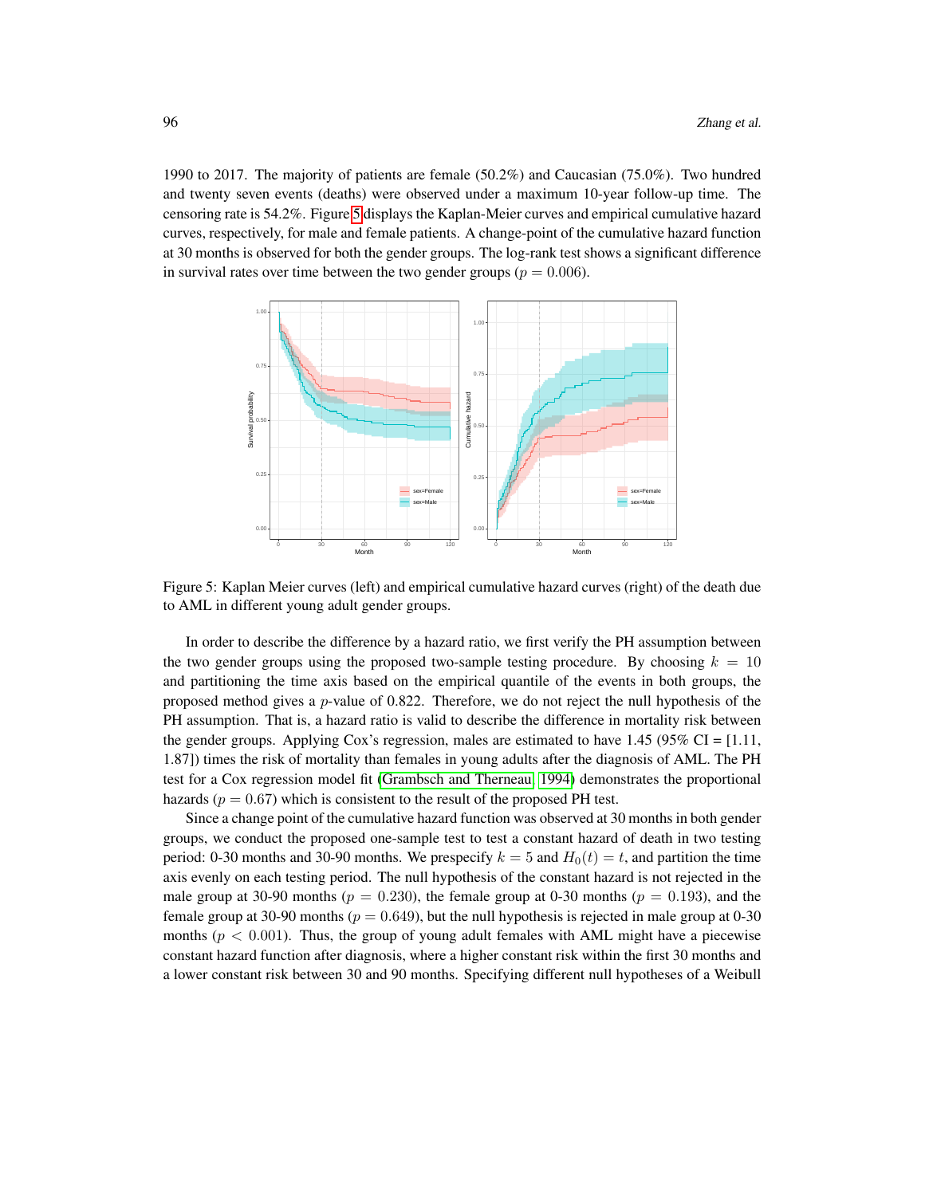1990 to 2017. The majority of patients are female (50.2%) and Caucasian (75.0%). Two hundred and twenty seven events (deaths) were observed under a maximum 10-year follow-up time. The censoring rate is 54.2%. Figure 5 displays the Kaplan-Meier curves and empirical cumulative hazard curves, respectively, for male and female patients. A change-point of the cumulative hazard function at 30 months is observed for both the gender groups. The log-rank test shows a significant difference in survival rates over time between the two gender groups ($p = 0.006$).

Figure 5: Kaplan Meier curves (left) and empirical cumulative hazard curves (right) of the death due to AML in different young adult gender groups.

In order to describe the difference by a hazard ratio, we first verify the PH assumption between the two gender groups using the proposed two-sample testing procedure. By choosing $k = 10$ and partitioning the time axis based on the empirical quantile of the events in both groups, the proposed method gives a $p$-value of 0.822. Therefore, we do not reject the null hypothesis of the PH assumption. That is, a hazard ratio is valid to describe the difference in mortality risk between the gender groups. Applying Cox's regression, males are estimated to have 1.45 (95% CI = [1.11, 1.87]) times the risk of mortality than females in young adults after the diagnosis of AML. The PH test for a Cox regression model fit (Grambsch and Therneau, 1994) demonstrates the proportional hazards ($p = 0.67$) which is consistent to the result of the proposed PH test.

Since a change point of the cumulative hazard function was observed at 30 months in both gender groups, we conduct the proposed one-sample test to test a constant hazard of death in two testing period: 0-30 months and 30-90 months. We prespecify $k = 5$ and $H_0(t) = t$, and partition the time axis evenly on each testing period. The null hypothesis of the constant hazard is not rejected in the male group at 30-90 months ($p = 0.230$), the female group at 0-30 months ($p = 0.193$), and the female group at 30-90 months ($p = 0.649$), but the null hypothesis is rejected in male group at 0-30 months ($p < 0.001$). Thus, the group of young adult females with AML might have a piecewise constant hazard function after diagnosis, where a higher constant risk within the first 30 months and a lower constant risk between 30 and 90 months. Specifying different null hypotheses of a Weibull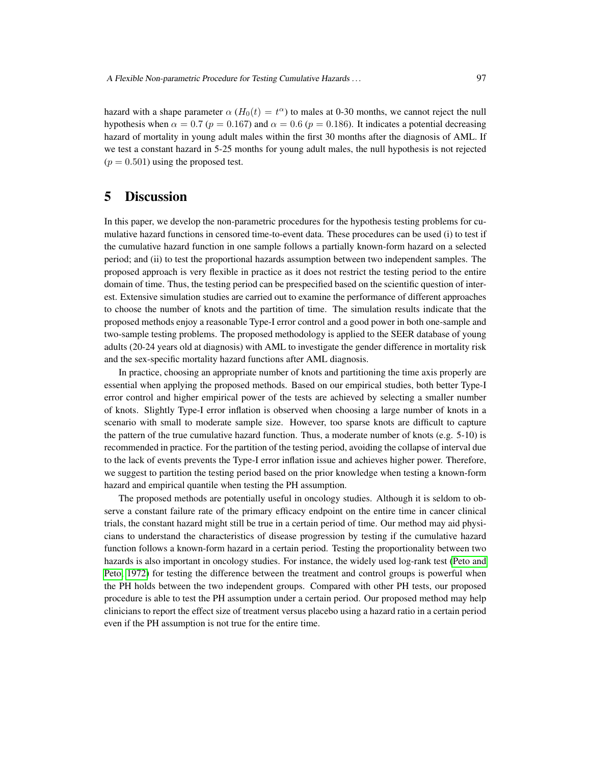hazard with a shape parameter $\alpha$ ($H_0(t) = t^\alpha$) to males at 0-30 months, we cannot reject the null hypothesis when $\alpha = 0.7$ ($p = 0.167$) and $\alpha = 0.6$ ($p = 0.186$). It indicates a potential decreasing hazard of mortality in young adult males within the first 30 months after the diagnosis of AML. If we test a constant hazard in 5-25 months for young adult males, the null hypothesis is not rejected ($p = 0.501$) using the proposed test.

## 5 Discussion

In this paper, we develop the non-parametric procedures for the hypothesis testing problems for cumulative hazard functions in censored time-to-event data. These procedures can be used (i) to test if the cumulative hazard function in one sample follows a partially known-form hazard on a selected period; and (ii) to test the proportional hazards assumption between two independent samples. The proposed approach is very flexible in practice as it does not restrict the testing period to the entire domain of time. Thus, the testing period can be prespecified based on the scientific question of interest. Extensive simulation studies are carried out to examine the performance of different approaches to choose the number of knots and the partition of time. The simulation results indicate that the proposed methods enjoy a reasonable Type-I error control and a good power in both one-sample and two-sample testing problems. The proposed methodology is applied to the SEER database of young adults (20-24 years old at diagnosis) with AML to investigate the gender difference in mortality risk and the sex-specific mortality hazard functions after AML diagnosis.

In practice, choosing an appropriate number of knots and partitioning the time axis properly are essential when applying the proposed methods. Based on our empirical studies, both better Type-I error control and higher empirical power of the tests are achieved by selecting a smaller number of knots. Slightly Type-I error inflation is observed when choosing a large number of knots in a scenario with small to moderate sample size. However, too sparse knots are difficult to capture the pattern of the true cumulative hazard function. Thus, a moderate number of knots (e.g. 5-10) is recommended in practice. For the partition of the testing period, avoiding the collapse of interval due to the lack of events prevents the Type-I error inflation issue and achieves higher power. Therefore, we suggest to partition the testing period based on the prior knowledge when testing a known-form hazard and empirical quantile when testing the PH assumption.

The proposed methods are potentially useful in oncology studies. Although it is seldom to observe a constant failure rate of the primary efficacy endpoint on the entire time in cancer clinical trials, the constant hazard might still be true in a certain period of time. Our method may aid physicians to understand the characteristics of disease progression by testing if the cumulative hazard function follows a known-form hazard in a certain period. Testing the proportionality between two hazards is also important in oncology studies. For instance, the widely used log-rank test (Peto and Peto, 1972) for testing the difference between the treatment and control groups is powerful when the PH holds between the two independent groups. Compared with other PH tests, our proposed procedure is able to test the PH assumption under a certain period. Our proposed method may help clinicians to report the effect size of treatment versus placebo using a hazard ratio in a certain period even if the PH assumption is not true for the entire time.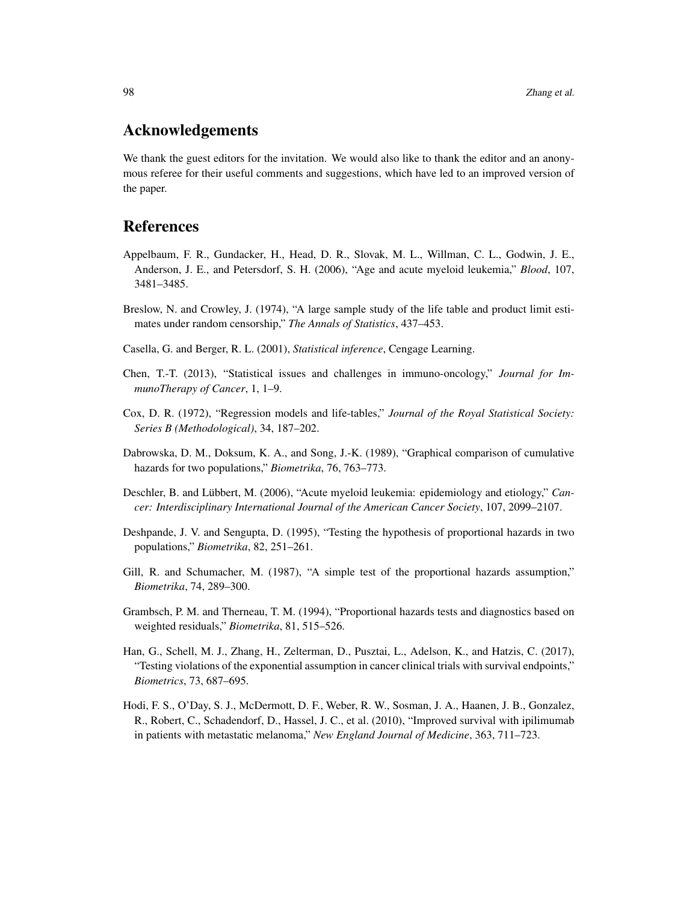## Acknowledgements

We thank the guest editors for the invitation. We would also like to thank the editor and an anonymous referee for their useful comments and suggestions, which have led to an improved version of the paper.

## References

Appelbaum, F. R., Gundacker, H., Head, D. R., Slovak, M. L., Willman, C. L., Godwin, J. E., Anderson, J. E., and Petersdorf, S. H. (2006), "Age and acute myeloid leukemia," *Blood*, 107, 3481–3485.

Breslow, N. and Crowley, J. (1974), "A large sample study of the life table and product limit estimates under random censorship," *The Annals of Statistics*, 437–453.

Casella, G. and Berger, R. L. (2001), *Statistical inference*, Cengage Learning.

Chen, T.-T. (2013), "Statistical issues and challenges in immuno-oncology," *Journal for ImmunoTherapy of Cancer*, 1, 1–9.

Cox, D. R. (1972), "Regression models and life-tables," *Journal of the Royal Statistical Society: Series B (Methodological)*, 34, 187–202.

Dabrowska, D. M., Doksum, K. A., and Song, J.-K. (1989), "Graphical comparison of cumulative hazards for two populations," *Biometrika*, 76, 763–773.

Deschler, B. and Lübbert, M. (2006), "Acute myeloid leukemia: epidemiology and etiology," *Cancer: Interdisciplinary International Journal of the American Cancer Society*, 107, 2099–2107.

Deshpande, J. V. and Sengupta, D. (1995), "Testing the hypothesis of proportional hazards in two populations," *Biometrika*, 82, 251–261.

Gill, R. and Schumacher, M. (1987), "A simple test of the proportional hazards assumption," *Biometrika*, 74, 289–300.

Grambsch, P. M. and Therneau, T. M. (1994), "Proportional hazards tests and diagnostics based on weighted residuals," *Biometrika*, 81, 515–526.

Han, G., Schell, M. J., Zhang, H., Zelterman, D., Pusztai, L., Adelson, K., and Hatzis, C. (2017), "Testing violations of the exponential assumption in cancer clinical trials with survival endpoints," *Biometrics*, 73, 687–695.

Hodi, F. S., O'Day, S. J., McDermott, D. F., Weber, R. W., Sosman, J. A., Haanen, J. B., Gonzalez, R., Robert, C., Schadendorf, D., Hassel, J. C., et al. (2010), "Improved survival with ipilimumab in patients with metastatic melanoma," *New England Journal of Medicine*, 363, 711–723.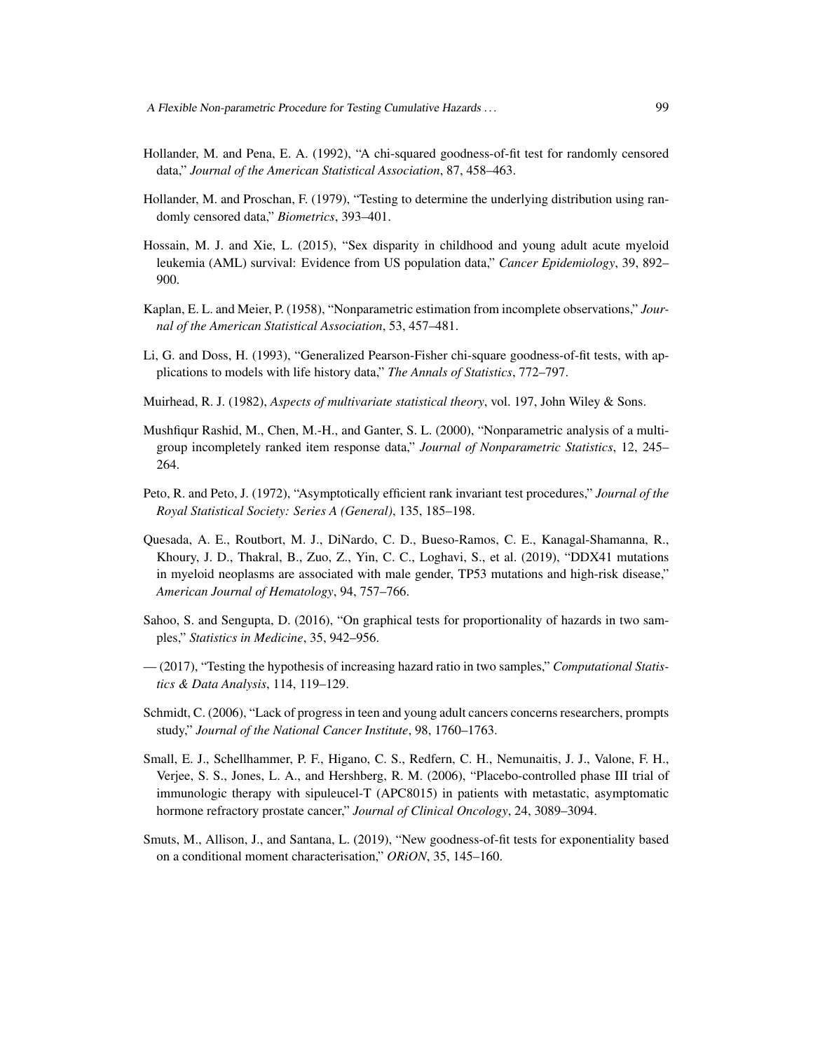Hollander, M. and Pena, E. A. (1992), "A chi-squared goodness-of-fit test for randomly censored data," *Journal of the American Statistical Association*, 87, 458–463.

Hollander, M. and Proschan, F. (1979), "Testing to determine the underlying distribution using randomly censored data," *Biometrics*, 393–401.

Hossain, M. J. and Xie, L. (2015), "Sex disparity in childhood and young adult acute myeloid leukemia (AML) survival: Evidence from US population data," *Cancer Epidemiology*, 39, 892–900.

Kaplan, E. L. and Meier, P. (1958), "Nonparametric estimation from incomplete observations," *Journal of the American Statistical Association*, 53, 457–481.

Li, G. and Doss, H. (1993), "Generalized Pearson-Fisher chi-square goodness-of-fit tests, with applications to models with life history data," *The Annals of Statistics*, 772–797.

Muirhead, R. J. (1982), *Aspects of multivariate statistical theory*, vol. 197, John Wiley & Sons.

Mushfiqur Rashid, M., Chen, M.-H., and Ganter, S. L. (2000), "Nonparametric analysis of a multigroup incompletely ranked item response data," *Journal of Nonparametric Statistics*, 12, 245–264.

Peto, R. and Peto, J. (1972), "Asymptotically efficient rank invariant test procedures," *Journal of the Royal Statistical Society: Series A (General)*, 135, 185–198.

Quesada, A. E., Routbort, M. J., DiNardo, C. D., Bueso-Ramos, C. E., Kanagal-Shamanna, R., Khoury, J. D., Thakral, B., Zuo, Z., Yin, C. C., Loghavi, S., et al. (2019), "DDX41 mutations in myeloid neoplasms are associated with male gender, TP53 mutations and high-risk disease," *American Journal of Hematology*, 94, 757–766.

Sahoo, S. and Sengupta, D. (2016), "On graphical tests for proportionality of hazards in two samples," *Statistics in Medicine*, 35, 942–956.

— (2017), "Testing the hypothesis of increasing hazard ratio in two samples," *Computational Statistics & Data Analysis*, 114, 119–129.

Schmidt, C. (2006), "Lack of progress in teen and young adult cancers concerns researchers, prompts study," *Journal of the National Cancer Institute*, 98, 1760–1763.

Small, E. J., Schellhammer, P. F., Higano, C. S., Redfern, C. H., Nemunaitis, J. J., Valone, F. H., Verjee, S. S., Jones, L. A., and Hershberg, R. M. (2006), "Placebo-controlled phase III trial of immunologic therapy with sipuleucel-T (APC8015) in patients with metastatic, asymptomatic hormone refractory prostate cancer," *Journal of Clinical Oncology*, 24, 3089–3094.

Smuts, M., Allison, J., and Santana, L. (2019), "New goodness-of-fit tests for exponentiality based on a conditional moment characterisation," *ORiON*, 35, 145–160.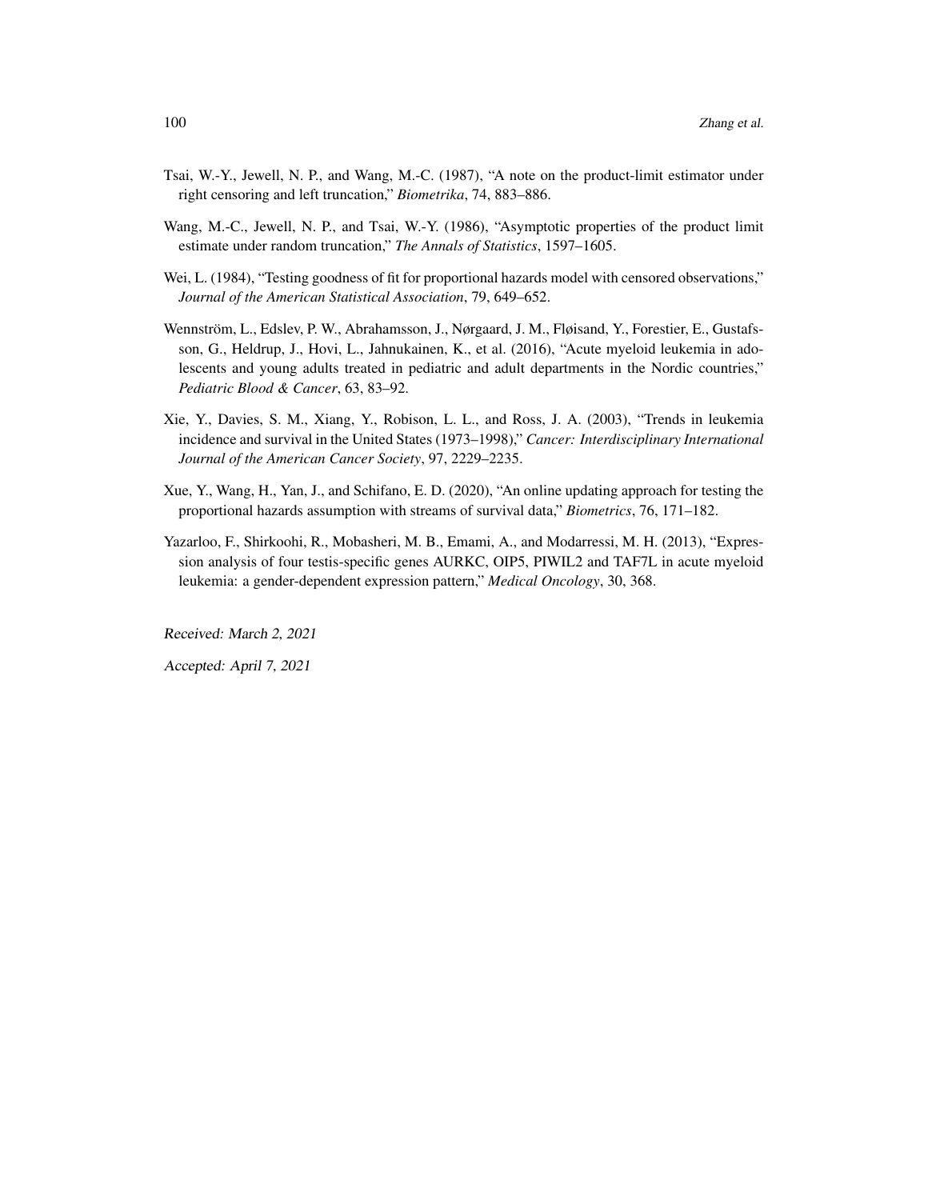Tsai, W.-Y., Jewell, N. P., and Wang, M.-C. (1987), "A note on the product-limit estimator under right censoring and left truncation," *Biometrika*, 74, 883–886.

Wang, M.-C., Jewell, N. P., and Tsai, W.-Y. (1986), "Asymptotic properties of the product limit estimate under random truncation," *The Annals of Statistics*, 1597–1605.

Wei, L. (1984), "Testing goodness of fit for proportional hazards model with censored observations," *Journal of the American Statistical Association*, 79, 649–652.

Wennström, L., Edslev, P. W., Abrahamsson, J., Nørgaard, J. M., Fløisand, Y., Forestier, E., Gustafsson, G., Heldrup, J., Hovi, L., Jahnukainen, K., et al. (2016), "Acute myeloid leukemia in adolescents and young adults treated in pediatric and adult departments in the Nordic countries," *Pediatric Blood & Cancer*, 63, 83–92.

Xie, Y., Davies, S. M., Xiang, Y., Robison, L. L., and Ross, J. A. (2003), "Trends in leukemia incidence and survival in the United States (1973–1998)," *Cancer: Interdisciplinary International Journal of the American Cancer Society*, 97, 2229–2235.

Xue, Y., Wang, H., Yan, J., and Schifano, E. D. (2020), "An online updating approach for testing the proportional hazards assumption with streams of survival data," *Biometrics*, 76, 171–182.

Yazarloo, F., Shirkoohi, R., Mobasheri, M. B., Emami, A., and Modarressi, M. H. (2013), "Expression analysis of four testis-specific genes AURKC, OIP5, PIWIL2 and TAF7L in acute myeloid leukemia: a gender-dependent expression pattern," *Medical Oncology*, 30, 368.

*Received: March 2, 2021*

*Accepted: April 7, 2021*